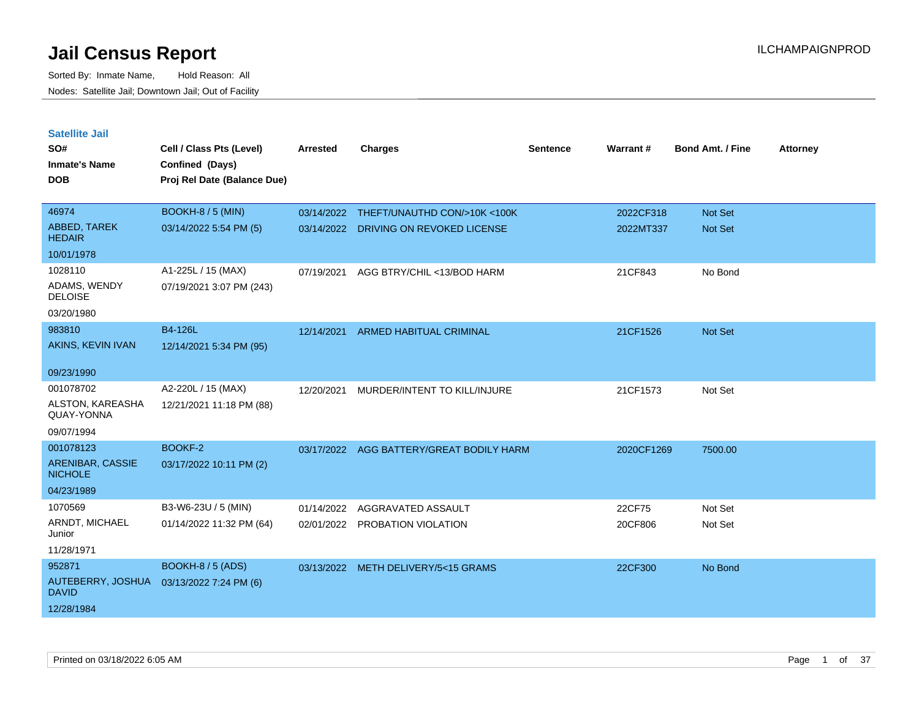# Jail Census Report

ILCHAMPAIGNPROD

Sorted By: Inmate Name, Hold Reason: All

Nodes: Satellite Jail; Downtown Jail; Out of Facility

## Satellite Jail

| SO# / Inmate's Name / DOB | Cell / Class Pts (Level) / Confined (Days) / Proj Rel Date (Balance Due) | Arrested | Charges | Sentence | Warrant # | Bond Amt. / Fine | Attorney |
|---|---|---|---|---|---|---|---|
| 46974<br>ABBED, TAREK HEDAIR<br>10/01/1978 | BOOKH-8 / 5 (MIN)<br>03/14/2022 5:54 PM (5) | 03/14/2022<br>03/14/2022 | THEFT/UNAUTHD CON/>10K <100K<br>DRIVING ON REVOKED LICENSE | | 2022CF318<br>2022MT337 | Not Set<br>Not Set | |
| 1028110<br>ADAMS, WENDY DELOISE<br>03/20/1980 | A1-225L / 15 (MAX)<br>07/19/2021 3:07 PM (243) | 07/19/2021 | AGG BTRY/CHIL <13/BOD HARM | | 21CF843 | No Bond | |
| 983810<br>AKINS, KEVIN IVAN<br>09/23/1990 | B4-126L<br>12/14/2021 5:34 PM (95) | 12/14/2021 | ARMED HABITUAL CRIMINAL | | 21CF1526 | Not Set | |
| 001078702<br>ALSTON, KAREASHA QUAY-YONNA<br>09/07/1994 | A2-220L / 15 (MAX)<br>12/21/2021 11:18 PM (88) | 12/20/2021 | MURDER/INTENT TO KILL/INJURE | | 21CF1573 | Not Set | |
| 001078123<br>ARENIBAR, CASSIE NICHOLE<br>04/23/1989 | BOOKF-2<br>03/17/2022 10:11 PM (2) | 03/17/2022 | AGG BATTERY/GREAT BODILY HARM | | 2020CF1269 | 7500.00 | |
| 1070569<br>ARNDT, MICHAEL Junior<br>11/28/1971 | B3-W6-23U / 5 (MIN)<br>01/14/2022 11:32 PM (64) | 01/14/2022<br>02/01/2022 | AGGRAVATED ASSAULT<br>PROBATION VIOLATION | | 22CF75<br>20CF806 | Not Set<br>Not Set | |
| 952871<br>AUTEBERRY, JOSHUA DAVID<br>12/28/1984 | BOOKH-8 / 5 (ADS)<br>03/13/2022 7:24 PM (6) | 03/13/2022 | METH DELIVERY/5<15 GRAMS | | 22CF300 | No Bond | |

Printed on 03/18/2022 6:05 AM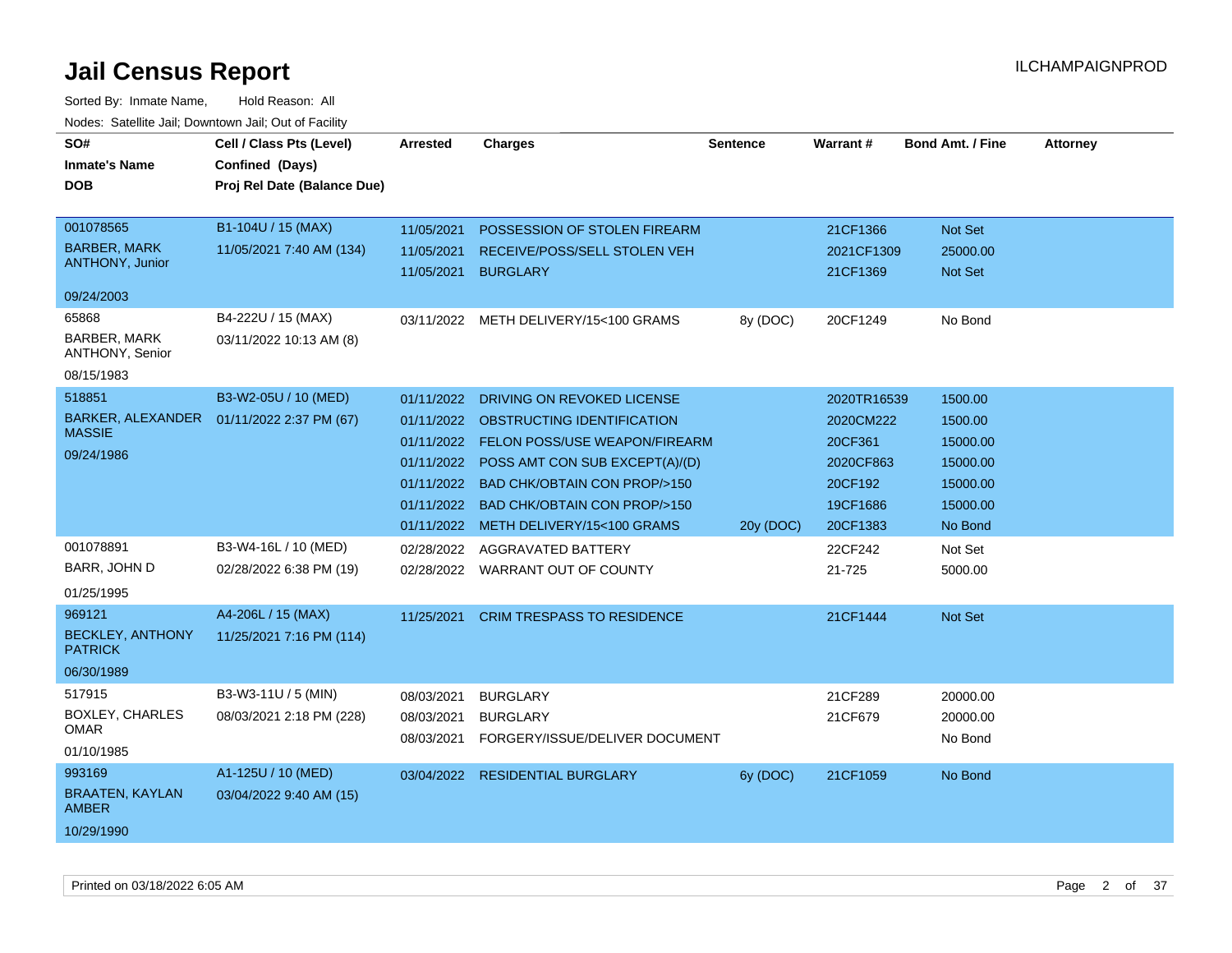# Jail Census Report

ILCHAMPAIGNPROD

Sorted By: Inmate Name, Hold Reason: All

Nodes: Satellite Jail; Downtown Jail; Out of Facility

| SO# / Inmate's Name / DOB | Cell / Class Pts (Level) / Confined (Days) / Proj Rel Date (Balance Due) | Arrested | Charges | Sentence | Warrant # | Bond Amt. / Fine | Attorney |
|---|---|---|---|---|---|---|---|
| 001078565<br>BARBER, MARK ANTHONY, Junior<br>09/24/2003 | B1-104U / 15 (MAX)<br>11/05/2021 7:40 AM (134) | 11/05/2021 | POSSESSION OF STOLEN FIREARM | | 21CF1366 | Not Set | |
| | | 11/05/2021 | RECEIVE/POSS/SELL STOLEN VEH | | 2021CF1309 | 25000.00 | |
| | | 11/05/2021 | BURGLARY | | 21CF1369 | Not Set | |
| 65868<br>BARBER, MARK ANTHONY, Senior<br>08/15/1983 | B4-222U / 15 (MAX)<br>03/11/2022 10:13 AM (8) | 03/11/2022 | METH DELIVERY/15<100 GRAMS | 8y (DOC) | 20CF1249 | No Bond | |
| 518851<br>BARKER, ALEXANDER MASSIE<br>09/24/1986 | B3-W2-05U / 10 (MED)<br>01/11/2022 2:37 PM (67) | 01/11/2022 | DRIVING ON REVOKED LICENSE | | 2020TR16539 | 1500.00 | |
| | | 01/11/2022 | OBSTRUCTING IDENTIFICATION | | 2020CM222 | 1500.00 | |
| | | 01/11/2022 | FELON POSS/USE WEAPON/FIREARM | | 20CF361 | 15000.00 | |
| | | 01/11/2022 | POSS AMT CON SUB EXCEPT(A)/(D) | | 2020CF863 | 15000.00 | |
| | | 01/11/2022 | BAD CHK/OBTAIN CON PROP/>150 | | 20CF192 | 15000.00 | |
| | | 01/11/2022 | BAD CHK/OBTAIN CON PROP/>150 | | 19CF1686 | 15000.00 | |
| | | 01/11/2022 | METH DELIVERY/15<100 GRAMS | 20y (DOC) | 20CF1383 | No Bond | |
| 001078891<br>BARR, JOHN D<br>01/25/1995 | B3-W4-16L / 10 (MED)<br>02/28/2022 6:38 PM (19) | 02/28/2022 | AGGRAVATED BATTERY | | 22CF242 | Not Set | |
| | | 02/28/2022 | WARRANT OUT OF COUNTY | | 21-725 | 5000.00 | |
| 969121<br>BECKLEY, ANTHONY PATRICK<br>06/30/1989 | A4-206L / 15 (MAX)<br>11/25/2021 7:16 PM (114) | 11/25/2021 | CRIM TRESPASS TO RESIDENCE | | 21CF1444 | Not Set | |
| 517915<br>BOXLEY, CHARLES OMAR<br>01/10/1985 | B3-W3-11U / 5 (MIN)<br>08/03/2021 2:18 PM (228) | 08/03/2021 | BURGLARY | | 21CF289 | 20000.00 | |
| | | 08/03/2021 | BURGLARY | | 21CF679 | 20000.00 | |
| | | 08/03/2021 | FORGERY/ISSUE/DELIVER DOCUMENT | | | No Bond | |
| 993169<br>BRAATEN, KAYLAN AMBER<br>10/29/1990 | A1-125U / 10 (MED)<br>03/04/2022 9:40 AM (15) | 03/04/2022 | RESIDENTIAL BURGLARY | 6y (DOC) | 21CF1059 | No Bond | |

Printed on 03/18/2022 6:05 AM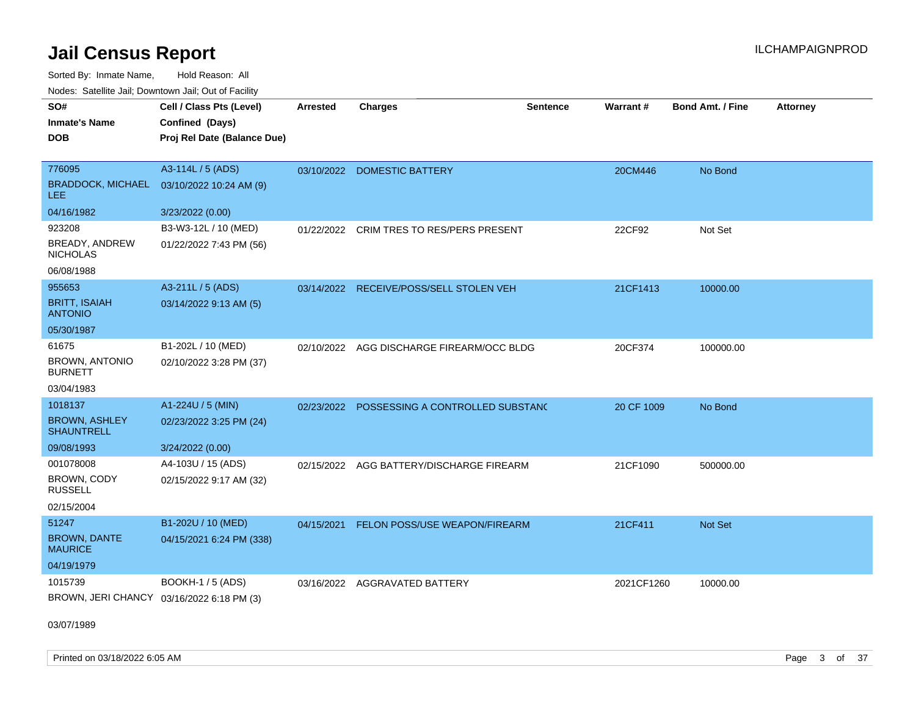# Jail Census Report

ILCHAMPAIGNPROD

Sorted By: Inmate Name, Hold Reason: All

Nodes: Satellite Jail; Downtown Jail; Out of Facility

| SO# / Inmate's Name / DOB | Cell / Class Pts (Level) / Confined (Days) / Proj Rel Date (Balance Due) | Arrested | Charges | Sentence | Warrant # | Bond Amt. / Fine | Attorney |
|---|---|---|---|---|---|---|---|
| 776095<br>BRADDOCK, MICHAEL LEE<br>04/16/1982 | A3-114L / 5 (ADS)<br>03/10/2022 10:24 AM (9)<br>3/23/2022 (0.00) | 03/10/2022 | DOMESTIC BATTERY | | 20CM446 | No Bond | |
| 923208<br>BREADY, ANDREW NICHOLAS<br>06/08/1988 | B3-W3-12L / 10 (MED)<br>01/22/2022 7:43 PM (56) | 01/22/2022 | CRIM TRES TO RES/PERS PRESENT | | 22CF92 | Not Set | |
| 955653<br>BRITT, ISAIAH ANTONIO<br>05/30/1987 | A3-211L / 5 (ADS)<br>03/14/2022 9:13 AM (5) | 03/14/2022 | RECEIVE/POSS/SELL STOLEN VEH | | 21CF1413 | 10000.00 | |
| 61675<br>BROWN, ANTONIO BURNETT<br>03/04/1983 | B1-202L / 10 (MED)<br>02/10/2022 3:28 PM (37) | 02/10/2022 | AGG DISCHARGE FIREARM/OCC BLDG | | 20CF374 | 100000.00 | |
| 1018137<br>BROWN, ASHLEY SHAUNTRELL<br>09/08/1993 | A1-224U / 5 (MIN)<br>02/23/2022 3:25 PM (24)<br>3/24/2022 (0.00) | 02/23/2022 | POSSESSING A CONTROLLED SUBSTANC | | 20 CF 1009 | No Bond | |
| 001078008<br>BROWN, CODY RUSSELL<br>02/15/2004 | A4-103U / 15 (ADS)<br>02/15/2022 9:17 AM (32) | 02/15/2022 | AGG BATTERY/DISCHARGE FIREARM | | 21CF1090 | 500000.00 | |
| 51247<br>BROWN, DANTE MAURICE<br>04/19/1979 | B1-202U / 10 (MED)<br>04/15/2021 6:24 PM (338) | 04/15/2021 | FELON POSS/USE WEAPON/FIREARM | | 21CF411 | Not Set | |
| 1015739<br>BROWN, JERI CHANCY<br>03/07/1989 | BOOKH-1 / 5 (ADS)<br>03/16/2022 6:18 PM (3) | 03/16/2022 | AGGRAVATED BATTERY | | 2021CF1260 | 10000.00 | |

Printed on 03/18/2022 6:05 AM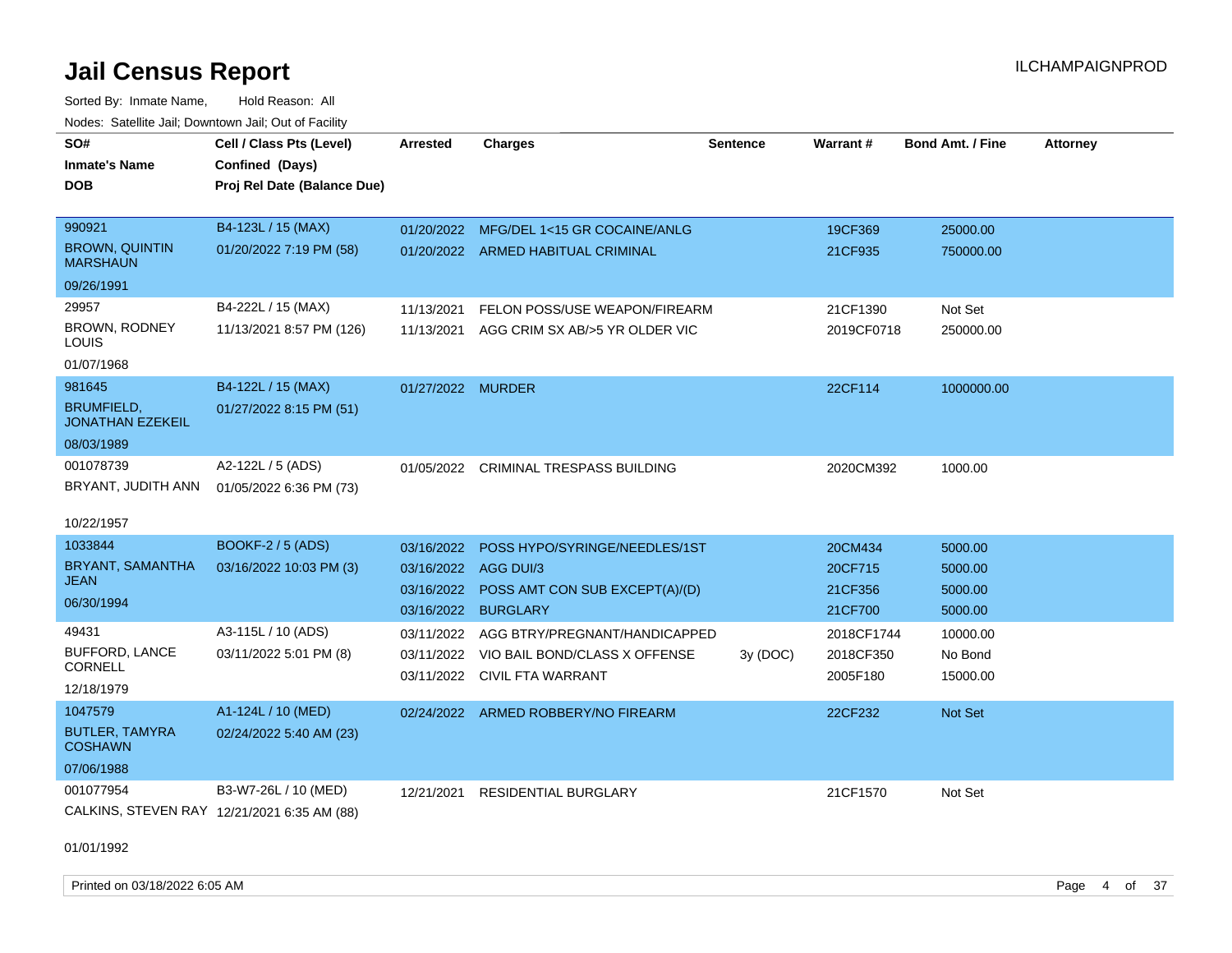# Jail Census Report

ILCHAMPAIGNPROD

Sorted By: Inmate Name, Hold Reason: All

Nodes: Satellite Jail; Downtown Jail; Out of Facility

| SO# / Inmate's Name / DOB | Cell / Class Pts (Level) / Confined (Days) / Proj Rel Date (Balance Due) | Arrested | Charges | Sentence | Warrant # | Bond Amt. / Fine | Attorney |
|---|---|---|---|---|---|---|---|
| 990921<br>BROWN, QUINTIN MARSHAUN<br>09/26/1991 | B4-123L / 15 (MAX)<br>01/20/2022 7:19 PM (58) | 01/20/2022 | MFG/DEL 1<15 GR COCAINE/ANLG | | 19CF369 | 25000.00 | |
| | | 01/20/2022 | ARMED HABITUAL CRIMINAL | | 21CF935 | 750000.00 | |
| 29957<br>BROWN, RODNEY LOUIS<br>01/07/1968 | B4-222L / 15 (MAX)<br>11/13/2021 8:57 PM (126) | 11/13/2021 | FELON POSS/USE WEAPON/FIREARM | | 21CF1390 | Not Set | |
| | | 11/13/2021 | AGG CRIM SX AB/>5 YR OLDER VIC | | 2019CF0718 | 250000.00 | |
| 981645<br>BRUMFIELD, JONATHAN EZEKEIL<br>08/03/1989 | B4-122L / 15 (MAX)<br>01/27/2022 8:15 PM (51) | 01/27/2022 | MURDER | | 22CF114 | 1000000.00 | |
| 001078739<br>BRYANT, JUDITH ANN<br>10/22/1957 | A2-122L / 5 (ADS)<br>01/05/2022 6:36 PM (73) | 01/05/2022 | CRIMINAL TRESPASS BUILDING | | 2020CM392 | 1000.00 | |
| 1033844<br>BRYANT, SAMANTHA JEAN<br>06/30/1994 | BOOKF-2 / 5 (ADS)<br>03/16/2022 10:03 PM (3) | 03/16/2022 | POSS HYPO/SYRINGE/NEEDLES/1ST | | 20CM434 | 5000.00 | |
| | | 03/16/2022 | AGG DUI/3 | | 20CF715 | 5000.00 | |
| | | 03/16/2022 | POSS AMT CON SUB EXCEPT(A)/(D) | | 21CF356 | 5000.00 | |
| | | 03/16/2022 | BURGLARY | | 21CF700 | 5000.00 | |
| 49431<br>BUFFORD, LANCE CORNELL<br>12/18/1979 | A3-115L / 10 (ADS)<br>03/11/2022 5:01 PM (8) | 03/11/2022 | AGG BTRY/PREGNANT/HANDICAPPED | | 2018CF1744 | 10000.00 | |
| | | 03/11/2022 | VIO BAIL BOND/CLASS X OFFENSE | 3y (DOC) | 2018CF350 | No Bond | |
| | | 03/11/2022 | CIVIL FTA WARRANT | | 2005F180 | 15000.00 | |
| 1047579<br>BUTLER, TAMYRA COSHAWN<br>07/06/1988 | A1-124L / 10 (MED)<br>02/24/2022 5:40 AM (23) | 02/24/2022 | ARMED ROBBERY/NO FIREARM | | 22CF232 | Not Set | |
| 001077954<br>CALKINS, STEVEN RAY<br>01/01/1992 | B3-W7-26L / 10 (MED)<br>12/21/2021 6:35 AM (88) | 12/21/2021 | RESIDENTIAL BURGLARY | | 21CF1570 | Not Set | |

Printed on 03/18/2022 6:05 AM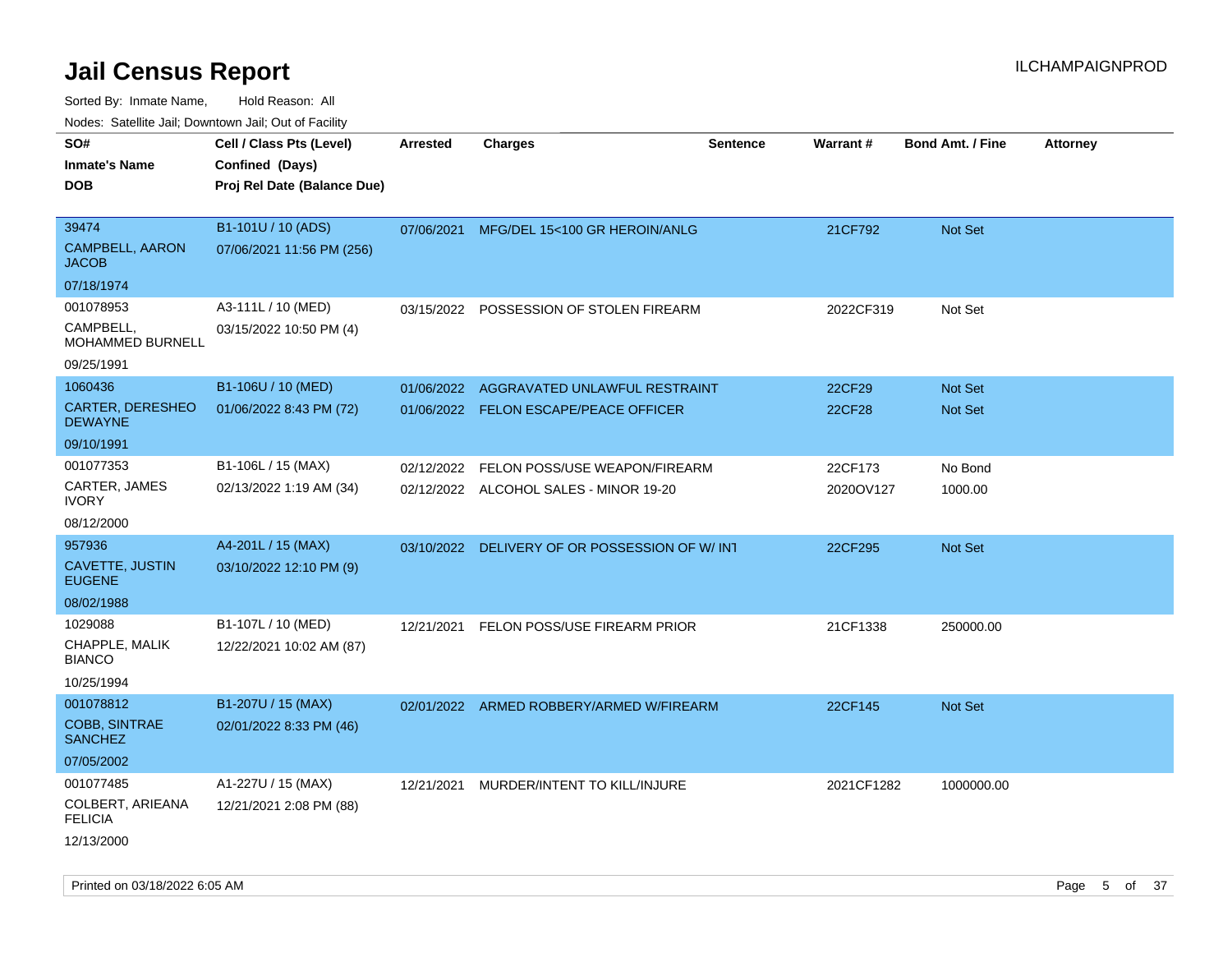# Jail Census Report

ILCHAMPAIGNPROD

Sorted By: Inmate Name, Hold Reason: All

Nodes: Satellite Jail; Downtown Jail; Out of Facility

| SO# / Inmate's Name / DOB | Cell / Class Pts (Level) / Confined (Days) / Proj Rel Date (Balance Due) | Arrested | Charges | Sentence | Warrant # | Bond Amt. / Fine | Attorney |
|---|---|---|---|---|---|---|---|
| 39474<br>CAMPBELL, AARON JACOB<br>07/18/1974 | B1-101U / 10 (ADS)<br>07/06/2021 11:56 PM (256) | 07/06/2021 | MFG/DEL 15<100 GR HEROIN/ANLG | | 21CF792 | Not Set | |
| 001078953<br>CAMPBELL, MOHAMMED BURNELL<br>09/25/1991 | A3-111L / 10 (MED)<br>03/15/2022 10:50 PM (4) | 03/15/2022 | POSSESSION OF STOLEN FIREARM | | 2022CF319 | Not Set | |
| 1060436<br>CARTER, DERESHEO DEWAYNE<br>09/10/1991 | B1-106U / 10 (MED)<br>01/06/2022 8:43 PM (72) | 01/06/2022 | AGGRAVATED UNLAWFUL RESTRAINT | | 22CF29 | Not Set | |
| | | 01/06/2022 | FELON ESCAPE/PEACE OFFICER | | 22CF28 | Not Set | |
| 001077353<br>CARTER, JAMES IVORY<br>08/12/2000 | B1-106L / 15 (MAX)<br>02/13/2022 1:19 AM (34) | 02/12/2022 | FELON POSS/USE WEAPON/FIREARM | | 22CF173 | No Bond | |
| | | 02/12/2022 | ALCOHOL SALES - MINOR 19-20 | | 2020OV127 | 1000.00 | |
| 957936<br>CAVETTE, JUSTIN EUGENE<br>08/02/1988 | A4-201L / 15 (MAX)<br>03/10/2022 12:10 PM (9) | 03/10/2022 | DELIVERY OF OR POSSESSION OF W/ INT | | 22CF295 | Not Set | |
| 1029088<br>CHAPPLE, MALIK BIANCO<br>10/25/1994 | B1-107L / 10 (MED)<br>12/22/2021 10:02 AM (87) | 12/21/2021 | FELON POSS/USE FIREARM PRIOR | | 21CF1338 | 250000.00 | |
| 001078812<br>COBB, SINTRAE SANCHEZ<br>07/05/2002 | B1-207U / 15 (MAX)<br>02/01/2022 8:33 PM (46) | 02/01/2022 | ARMED ROBBERY/ARMED W/FIREARM | | 22CF145 | Not Set | |
| 001077485<br>COLBERT, ARIEANA FELICIA<br>12/13/2000 | A1-227U / 15 (MAX)<br>12/21/2021 2:08 PM (88) | 12/21/2021 | MURDER/INTENT TO KILL/INJURE | | 2021CF1282 | 1000000.00 | |

Printed on 03/18/2022 6:05 AM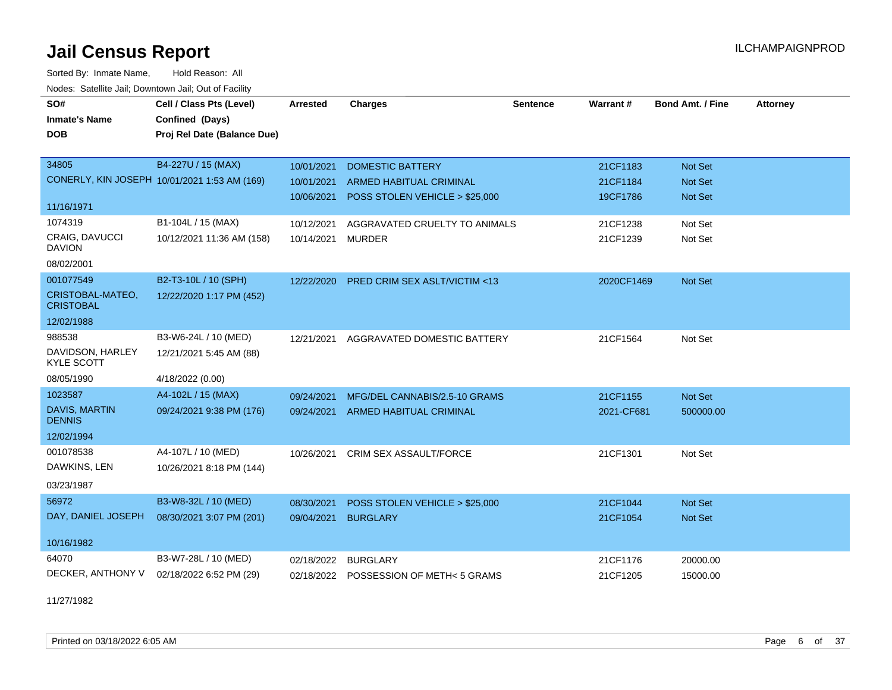# Jail Census Report

ILCHAMPAIGNPROD

Sorted By: Inmate Name, Hold Reason: All

Nodes: Satellite Jail; Downtown Jail; Out of Facility

| SO# / Inmate's Name / DOB | Cell / Class Pts (Level) / Confined (Days) / Proj Rel Date (Balance Due) | Arrested | Charges | Sentence | Warrant # | Bond Amt. / Fine | Attorney |
|---|---|---|---|---|---|---|---|
| 34805 | B4-227U / 15 (MAX) | 10/01/2021 | DOMESTIC BATTERY | | 21CF1183 | Not Set | |
| CONERLY, KIN JOSEPH | 10/01/2021 1:53 AM (169) | 10/01/2021 | ARMED HABITUAL CRIMINAL | | 21CF1184 | Not Set | |
| 11/16/1971 | | 10/06/2021 | POSS STOLEN VEHICLE > $25,000 | | 19CF1786 | Not Set | |
| 1074319 | B1-104L / 15 (MAX) | 10/12/2021 | AGGRAVATED CRUELTY TO ANIMALS | | 21CF1238 | Not Set | |
| CRAIG, DAVUCCI DAVION | 10/12/2021 11:36 AM (158) | 10/14/2021 | MURDER | | 21CF1239 | Not Set | |
| 08/02/2001 | | | | | | | |
| 001077549 | B2-T3-10L / 10 (SPH) | 12/22/2020 | PRED CRIM SEX ASLT/VICTIM <13 | | 2020CF1469 | Not Set | |
| CRISTOBAL-MATEO, CRISTOBAL | 12/22/2020 1:17 PM (452) | | | | | | |
| 12/02/1988 | | | | | | | |
| 988538 | B3-W6-24L / 10 (MED) | 12/21/2021 | AGGRAVATED DOMESTIC BATTERY | | 21CF1564 | Not Set | |
| DAVIDSON, HARLEY KYLE SCOTT | 12/21/2021 5:45 AM (88) | | | | | | |
| 08/05/1990 | 4/18/2022 (0.00) | | | | | | |
| 1023587 | A4-102L / 15 (MAX) | 09/24/2021 | MFG/DEL CANNABIS/2.5-10 GRAMS | | 21CF1155 | Not Set | |
| DAVIS, MARTIN DENNIS | 09/24/2021 9:38 PM (176) | 09/24/2021 | ARMED HABITUAL CRIMINAL | | 2021-CF681 | 500000.00 | |
| 12/02/1994 | | | | | | | |
| 001078538 | A4-107L / 10 (MED) | 10/26/2021 | CRIM SEX ASSAULT/FORCE | | 21CF1301 | Not Set | |
| DAWKINS, LEN | 10/26/2021 8:18 PM (144) | | | | | | |
| 03/23/1987 | | | | | | | |
| 56972 | B3-W8-32L / 10 (MED) | 08/30/2021 | POSS STOLEN VEHICLE > $25,000 | | 21CF1044 | Not Set | |
| DAY, DANIEL JOSEPH | 08/30/2021 3:07 PM (201) | 09/04/2021 | BURGLARY | | 21CF1054 | Not Set | |
| 10/16/1982 | | | | | | | |
| 64070 | B3-W7-28L / 10 (MED) | 02/18/2022 | BURGLARY | | 21CF1176 | 20000.00 | |
| DECKER, ANTHONY V | 02/18/2022 6:52 PM (29) | 02/18/2022 | POSSESSION OF METH< 5 GRAMS | | 21CF1205 | 15000.00 | |
| 11/27/1982 | | | | | | | |

Printed on 03/18/2022 6:05 AM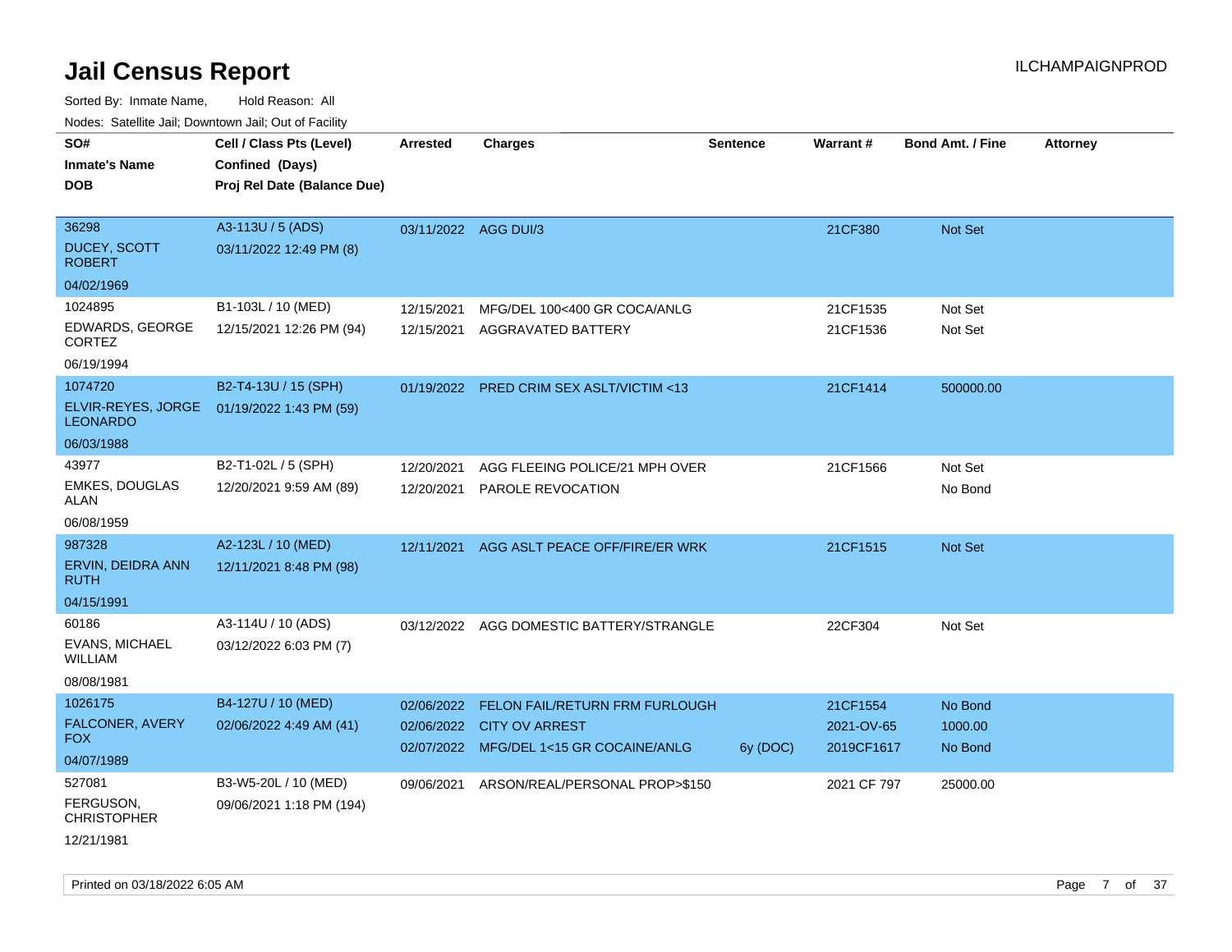# Jail Census Report

ILCHAMPAIGNPROD

Sorted By: Inmate Name, Hold Reason: All

Nodes: Satellite Jail; Downtown Jail; Out of Facility

| SO# / Inmate's Name / DOB | Cell / Class Pts (Level) / Confined (Days) / Proj Rel Date (Balance Due) | Arrested | Charges | Sentence | Warrant # | Bond Amt. / Fine | Attorney |
|---|---|---|---|---|---|---|---|
| 36298<br>DUCEY, SCOTT ROBERT<br>04/02/1969 | A3-113U / 5 (ADS)<br>03/11/2022 12:49 PM (8) | 03/11/2022 | AGG DUI/3 | | 21CF380 | Not Set | |
| 1024895<br>EDWARDS, GEORGE CORTEZ<br>06/19/1994 | B1-103L / 10 (MED)<br>12/15/2021 12:26 PM (94) | 12/15/2021<br>12/15/2021 | MFG/DEL 100<400 GR COCA/ANLG<br>AGGRAVATED BATTERY | | 21CF1535<br>21CF1536 | Not Set<br>Not Set | |
| 1074720<br>ELVIR-REYES, JORGE LEONARDO<br>06/03/1988 | B2-T4-13U / 15 (SPH)<br>01/19/2022 1:43 PM (59) | 01/19/2022 | PRED CRIM SEX ASLT/VICTIM <13 | | 21CF1414 | 500000.00 | |
| 43977<br>EMKES, DOUGLAS ALAN<br>06/08/1959 | B2-T1-02L / 5 (SPH)<br>12/20/2021 9:59 AM (89) | 12/20/2021<br>12/20/2021 | AGG FLEEING POLICE/21 MPH OVER<br>PAROLE REVOCATION | | 21CF1566 | Not Set<br>No Bond | |
| 987328<br>ERVIN, DEIDRA ANN RUTH<br>04/15/1991 | A2-123L / 10 (MED)<br>12/11/2021 8:48 PM (98) | 12/11/2021 | AGG ASLT PEACE OFF/FIRE/ER WRK | | 21CF1515 | Not Set | |
| 60186<br>EVANS, MICHAEL WILLIAM<br>08/08/1981 | A3-114U / 10 (ADS)<br>03/12/2022 6:03 PM (7) | 03/12/2022 | AGG DOMESTIC BATTERY/STRANGLE | | 22CF304 | Not Set | |
| 1026175<br>FALCONER, AVERY FOX<br>04/07/1989 | B4-127U / 10 (MED)<br>02/06/2022 4:49 AM (41) | 02/06/2022<br>02/06/2022<br>02/07/2022 | FELON FAIL/RETURN FRM FURLOUGH<br>CITY OV ARREST<br>MFG/DEL 1<15 GR COCAINE/ANLG | <br><br>6y (DOC) | 21CF1554<br>2021-OV-65<br>2019CF1617 | No Bond<br>1000.00<br>No Bond | |
| 527081<br>FERGUSON, CHRISTOPHER<br>12/21/1981 | B3-W5-20L / 10 (MED)<br>09/06/2021 1:18 PM (194) | 09/06/2021 | ARSON/REAL/PERSONAL PROP>$150 | | 2021 CF 797 | 25000.00 | |

Printed on 03/18/2022 6:05 AM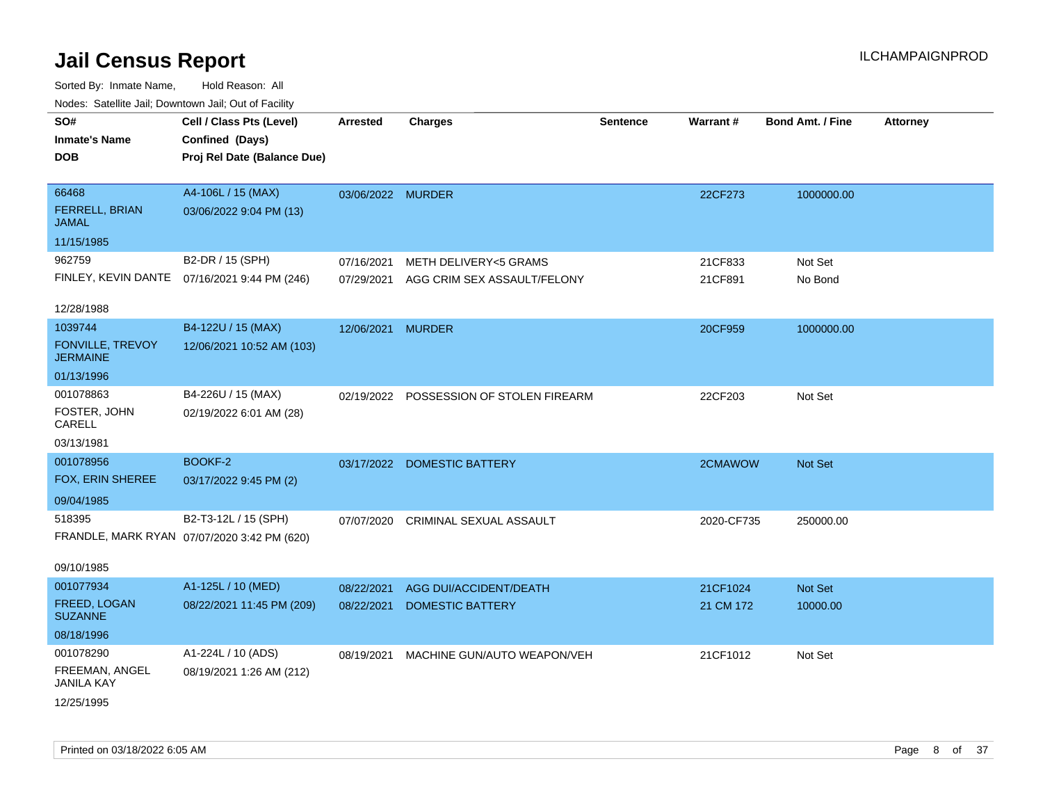# Jail Census Report

ILCHAMPAIGNPROD

Sorted By: Inmate Name, Hold Reason: All

Nodes: Satellite Jail; Downtown Jail; Out of Facility

| SO# / Inmate's Name / DOB | Cell / Class Pts (Level) / Confined (Days) / Proj Rel Date (Balance Due) | Arrested | Charges | Sentence | Warrant # | Bond Amt. / Fine | Attorney |
|---|---|---|---|---|---|---|---|
| 66468<br>FERRELL, BRIAN JAMAL<br>11/15/1985 | A4-106L / 15 (MAX)<br>03/06/2022 9:04 PM (13) | 03/06/2022 | MURDER | | 22CF273 | 1000000.00 | |
| 962759<br>FINLEY, KEVIN DANTE<br>12/28/1988 | B2-DR / 15 (SPH)<br>07/16/2021 9:44 PM (246) | 07/16/2021<br>07/29/2021 | METH DELIVERY<5 GRAMS<br>AGG CRIM SEX ASSAULT/FELONY | | 21CF833<br>21CF891 | Not Set<br>No Bond | |
| 1039744<br>FONVILLE, TREVOY JERMAINE<br>01/13/1996 | B4-122U / 15 (MAX)<br>12/06/2021 10:52 AM (103) | 12/06/2021 | MURDER | | 20CF959 | 1000000.00 | |
| 001078863<br>FOSTER, JOHN CARELL<br>03/13/1981 | B4-226U / 15 (MAX)<br>02/19/2022 6:01 AM (28) | 02/19/2022 | POSSESSION OF STOLEN FIREARM | | 22CF203 | Not Set | |
| 001078956<br>FOX, ERIN SHEREE<br>09/04/1985 | BOOKF-2<br>03/17/2022 9:45 PM (2) | 03/17/2022 | DOMESTIC BATTERY | | 2CMAWOW | Not Set | |
| 518395<br>FRANDLE, MARK RYAN<br>09/10/1985 | B2-T3-12L / 15 (SPH)<br>07/07/2020 3:42 PM (620) | 07/07/2020 | CRIMINAL SEXUAL ASSAULT | | 2020-CF735 | 250000.00 | |
| 001077934<br>FREED, LOGAN SUZANNE<br>08/18/1996 | A1-125L / 10 (MED)<br>08/22/2021 11:45 PM (209) | 08/22/2021<br>08/22/2021 | AGG DUI/ACCIDENT/DEATH<br>DOMESTIC BATTERY | | 21CF1024<br>21 CM 172 | Not Set<br>10000.00 | |
| 001078290<br>FREEMAN, ANGEL JANILA KAY<br>12/25/1995 | A1-224L / 10 (ADS)<br>08/19/2021 1:26 AM (212) | 08/19/2021 | MACHINE GUN/AUTO WEAPON/VEH | | 21CF1012 | Not Set | |

Printed on 03/18/2022 6:05 AM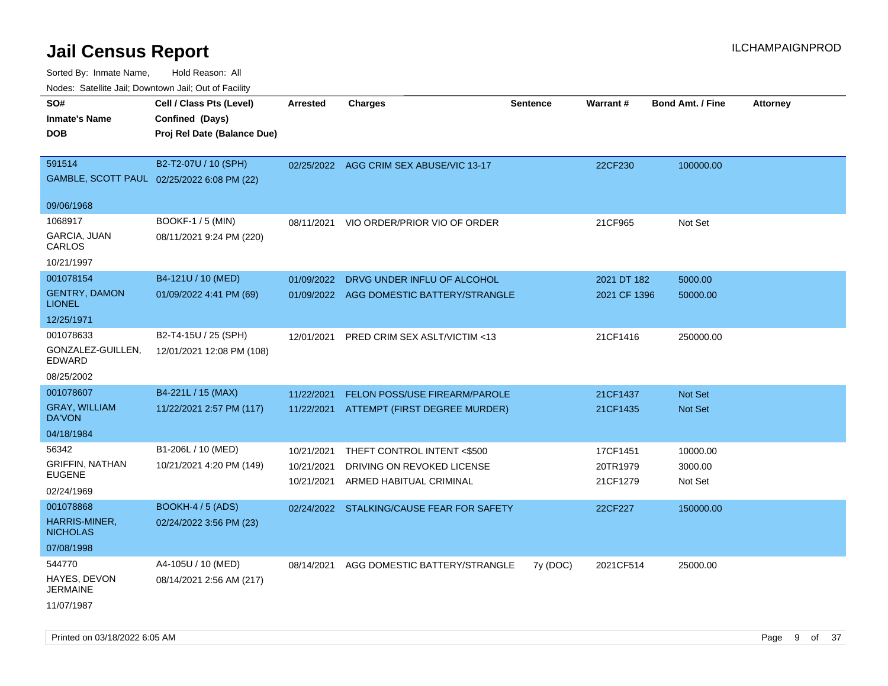# Jail Census Report

ILCHAMPAIGNPROD

Sorted By: Inmate Name, Hold Reason: All

Nodes: Satellite Jail; Downtown Jail; Out of Facility

| SO# / Inmate's Name / DOB | Cell / Class Pts (Level) / Confined (Days) / Proj Rel Date (Balance Due) | Arrested | Charges | Sentence | Warrant # | Bond Amt. / Fine | Attorney |
|---|---|---|---|---|---|---|---|
| 591514<br>GAMBLE, SCOTT PAUL<br>09/06/1968 | B2-T2-07U / 10 (SPH)<br>02/25/2022 6:08 PM (22) | 02/25/2022 | AGG CRIM SEX ABUSE/VIC 13-17 | | 22CF230 | 100000.00 | |
| 1068917<br>GARCIA, JUAN CARLOS<br>10/21/1997 | BOOKF-1 / 5 (MIN)<br>08/11/2021 9:24 PM (220) | 08/11/2021 | VIO ORDER/PRIOR VIO OF ORDER | | 21CF965 | Not Set | |
| 001078154<br>GENTRY, DAMON LIONEL<br>12/25/1971 | B4-121U / 10 (MED)<br>01/09/2022 4:41 PM (69) | 01/09/2022 | DRVG UNDER INFLU OF ALCOHOL | | 2021 DT 182 | 5000.00 | |
| | | 01/09/2022 | AGG DOMESTIC BATTERY/STRANGLE | | 2021 CF 1396 | 50000.00 | |
| 001078633<br>GONZALEZ-GUILLEN, EDWARD<br>08/25/2002 | B2-T4-15U / 25 (SPH)<br>12/01/2021 12:08 PM (108) | 12/01/2021 | PRED CRIM SEX ASLT/VICTIM <13 | | 21CF1416 | 250000.00 | |
| 001078607<br>GRAY, WILLIAM DA'VON<br>04/18/1984 | B4-221L / 15 (MAX)<br>11/22/2021 2:57 PM (117) | 11/22/2021 | FELON POSS/USE FIREARM/PAROLE | | 21CF1437 | Not Set | |
| | | 11/22/2021 | ATTEMPT (FIRST DEGREE MURDER) | | 21CF1435 | Not Set | |
| 56342<br>GRIFFIN, NATHAN EUGENE<br>02/24/1969 | B1-206L / 10 (MED)<br>10/21/2021 4:20 PM (149) | 10/21/2021 | THEFT CONTROL INTENT <$500 | | 17CF1451 | 10000.00 | |
| | | 10/21/2021 | DRIVING ON REVOKED LICENSE | | 20TR1979 | 3000.00 | |
| | | 10/21/2021 | ARMED HABITUAL CRIMINAL | | 21CF1279 | Not Set | |
| 001078868<br>HARRIS-MINER, NICHOLAS<br>07/08/1998 | BOOKH-4 / 5 (ADS)<br>02/24/2022 3:56 PM (23) | 02/24/2022 | STALKING/CAUSE FEAR FOR SAFETY | | 22CF227 | 150000.00 | |
| 544770<br>HAYES, DEVON JERMAINE<br>11/07/1987 | A4-105U / 10 (MED)<br>08/14/2021 2:56 AM (217) | 08/14/2021 | AGG DOMESTIC BATTERY/STRANGLE | 7y (DOC) | 2021CF514 | 25000.00 | |

Printed on 03/18/2022 6:05 AM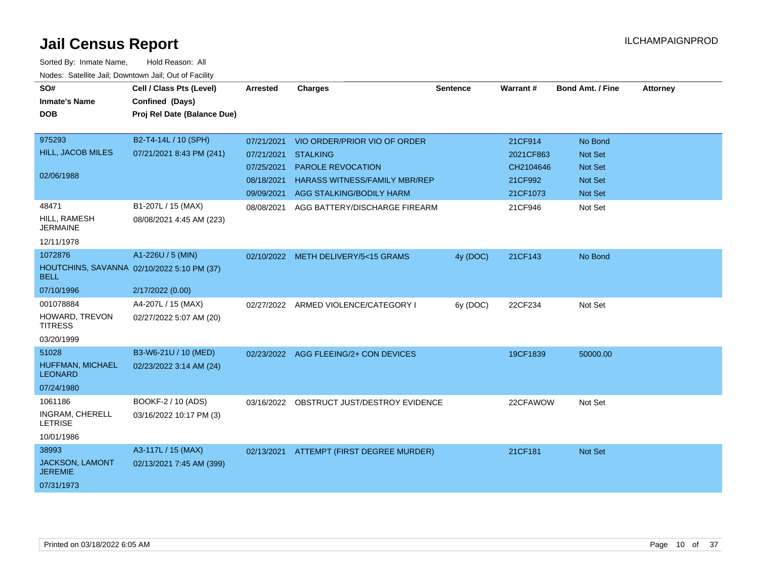# Jail Census Report

ILCHAMPAIGNPROD

Sorted By: Inmate Name, Hold Reason: All

Nodes: Satellite Jail; Downtown Jail; Out of Facility

| SO# / Inmate's Name / DOB | Cell / Class Pts (Level) / Confined (Days) / Proj Rel Date (Balance Due) | Arrested | Charges | Sentence | Warrant # | Bond Amt. / Fine | Attorney |
|---|---|---|---|---|---|---|---|
| 975293<br>HILL, JACOB MILES<br>02/06/1988 | B2-T4-14L / 10 (SPH)<br>07/21/2021 8:43 PM (241) | 07/21/2021 | VIO ORDER/PRIOR VIO OF ORDER | | 21CF914 | No Bond | |
| | | 07/21/2021 | STALKING | | 2021CF863 | Not Set | |
| | | 07/25/2021 | PAROLE REVOCATION | | CH2104646 | Not Set | |
| | | 08/18/2021 | HARASS WITNESS/FAMILY MBR/REP | | 21CF992 | Not Set | |
| | | 09/09/2021 | AGG STALKING/BODILY HARM | | 21CF1073 | Not Set | |
| 48471<br>HILL, RAMESH JERMAINE<br>12/11/1978 | B1-207L / 15 (MAX)<br>08/08/2021 4:45 AM (223) | 08/08/2021 | AGG BATTERY/DISCHARGE FIREARM | | 21CF946 | Not Set | |
| 1072876<br>HOUTCHINS, SAVANNA BELL<br>07/10/1996 | A1-226U / 5 (MIN)<br>02/10/2022 5:10 PM (37)<br>2/17/2022 (0.00) | 02/10/2022 | METH DELIVERY/5<15 GRAMS | 4y (DOC) | 21CF143 | No Bond | |
| 001078884<br>HOWARD, TREVON TITRESS<br>03/20/1999 | A4-207L / 15 (MAX)<br>02/27/2022 5:07 AM (20) | 02/27/2022 | ARMED VIOLENCE/CATEGORY I | 6y (DOC) | 22CF234 | Not Set | |
| 51028<br>HUFFMAN, MICHAEL LEONARD<br>07/24/1980 | B3-W6-21U / 10 (MED)<br>02/23/2022 3:14 AM (24) | 02/23/2022 | AGG FLEEING/2+ CON DEVICES | | 19CF1839 | 50000.00 | |
| 1061186<br>INGRAM, CHERELL LETRISE<br>10/01/1986 | BOOKF-2 / 10 (ADS)<br>03/16/2022 10:17 PM (3) | 03/16/2022 | OBSTRUCT JUST/DESTROY EVIDENCE | | 22CFAWOW | Not Set | |
| 38993<br>JACKSON, LAMONT JEREMIE<br>07/31/1973 | A3-117L / 15 (MAX)<br>02/13/2021 7:45 AM (399) | 02/13/2021 | ATTEMPT (FIRST DEGREE MURDER) | | 21CF181 | Not Set | |

Printed on 03/18/2022 6:05 AM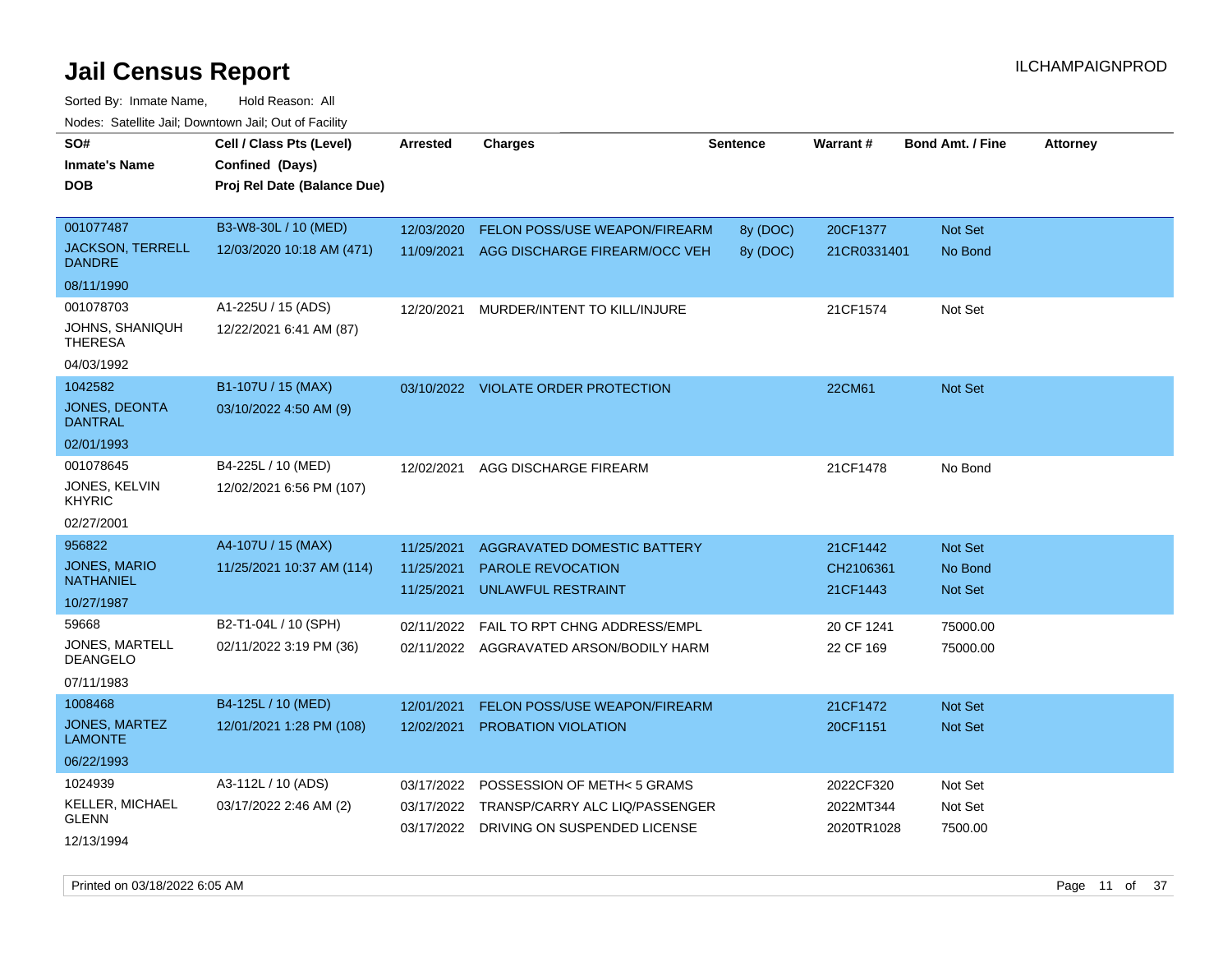# Jail Census Report

ILCHAMPAIGNPROD

Sorted By: Inmate Name, Hold Reason: All

Nodes: Satellite Jail; Downtown Jail; Out of Facility

| SO# / Inmate's Name / DOB | Cell / Class Pts (Level) / Confined (Days) / Proj Rel Date (Balance Due) | Arrested | Charges | Sentence | Warrant # | Bond Amt. / Fine | Attorney |
|---|---|---|---|---|---|---|---|
| 001077487<br>JACKSON, TERRELL DANDRE<br>08/11/1990 | B3-W8-30L / 10 (MED)<br>12/03/2020 10:18 AM (471) | 12/03/2020<br>11/09/2021 | FELON POSS/USE WEAPON/FIREARM<br>AGG DISCHARGE FIREARM/OCC VEH | 8y (DOC)<br>8y (DOC) | 20CF1377<br>21CR0331401 | Not Set<br>No Bond | |
| 001078703<br>JOHNS, SHANIQUH THERESA<br>04/03/1992 | A1-225U / 15 (ADS)<br>12/22/2021 6:41 AM (87) | 12/20/2021 | MURDER/INTENT TO KILL/INJURE | | 21CF1574 | Not Set | |
| 1042582<br>JONES, DEONTA DANTRAL<br>02/01/1993 | B1-107U / 15 (MAX)<br>03/10/2022 4:50 AM (9) | 03/10/2022 | VIOLATE ORDER PROTECTION | | 22CM61 | Not Set | |
| 001078645<br>JONES, KELVIN KHYRIC<br>02/27/2001 | B4-225L / 10 (MED)<br>12/02/2021 6:56 PM (107) | 12/02/2021 | AGG DISCHARGE FIREARM | | 21CF1478 | No Bond | |
| 956822<br>JONES, MARIO NATHANIEL<br>10/27/1987 | A4-107U / 15 (MAX)<br>11/25/2021 10:37 AM (114) | 11/25/2021<br>11/25/2021<br>11/25/2021 | AGGRAVATED DOMESTIC BATTERY<br>PAROLE REVOCATION<br>UNLAWFUL RESTRAINT | | 21CF1442<br>CH2106361<br>21CF1443 | Not Set<br>No Bond<br>Not Set | |
| 59668<br>JONES, MARTELL DEANGELO<br>07/11/1983 | B2-T1-04L / 10 (SPH)<br>02/11/2022 3:19 PM (36) | 02/11/2022<br>02/11/2022 | FAIL TO RPT CHNG ADDRESS/EMPL<br>AGGRAVATED ARSON/BODILY HARM | | 20 CF 1241<br>22 CF 169 | 75000.00<br>75000.00 | |
| 1008468<br>JONES, MARTEZ LAMONTE<br>06/22/1993 | B4-125L / 10 (MED)<br>12/01/2021 1:28 PM (108) | 12/01/2021<br>12/02/2021 | FELON POSS/USE WEAPON/FIREARM<br>PROBATION VIOLATION | | 21CF1472<br>20CF1151 | Not Set<br>Not Set | |
| 1024939<br>KELLER, MICHAEL GLENN<br>12/13/1994 | A3-112L / 10 (ADS)<br>03/17/2022 2:46 AM (2) | 03/17/2022<br>03/17/2022<br>03/17/2022 | POSSESSION OF METH< 5 GRAMS<br>TRANSP/CARRY ALC LIQ/PASSENGER<br>DRIVING ON SUSPENDED LICENSE | | 2022CF320<br>2022MT344<br>2020TR1028 | Not Set<br>Not Set<br>7500.00 | |

Printed on 03/18/2022 6:05 AM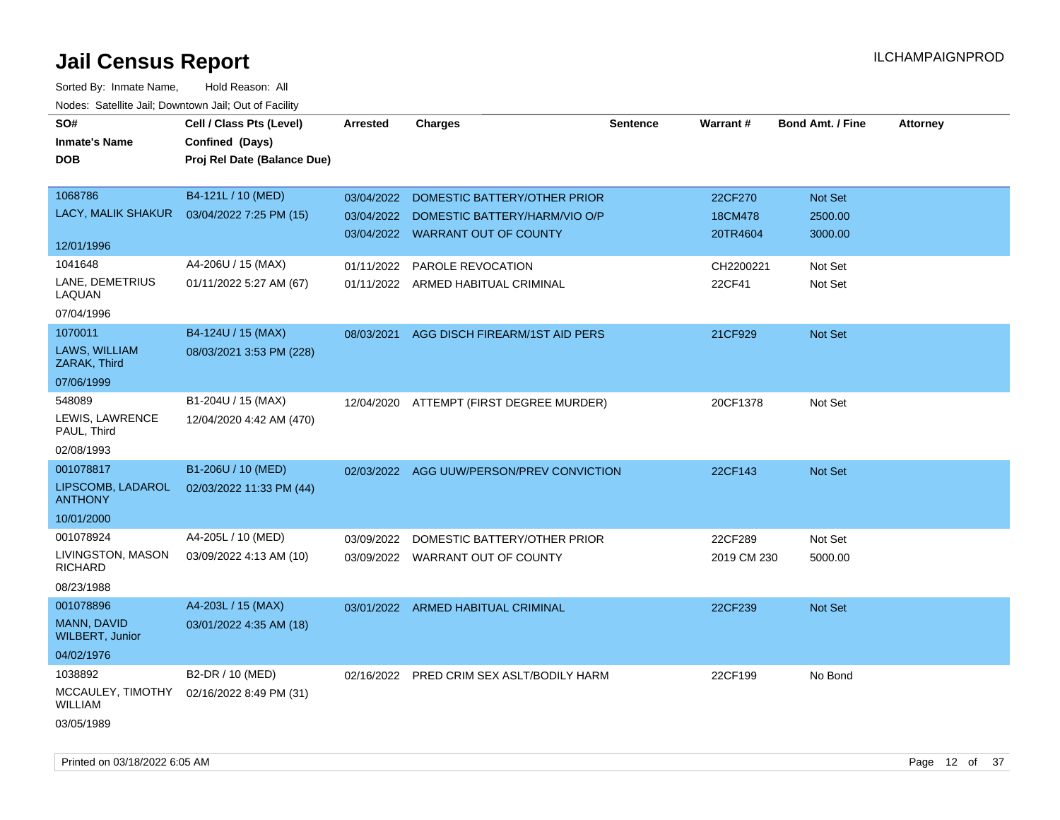# Jail Census Report

Sorted By: Inmate Name, Hold Reason: All

Nodes: Satellite Jail; Downtown Jail; Out of Facility

| SO# / Inmate's Name / DOB | Cell / Class Pts (Level) / Confined (Days) / Proj Rel Date (Balance Due) | Arrested | Charges | Sentence | Warrant # | Bond Amt. / Fine | Attorney |
|---|---|---|---|---|---|---|---|
| 1068786 LACY, MALIK SHAKUR 12/01/1996 | B4-121L / 10 (MED) 03/04/2022 7:25 PM (15) | 03/04/2022 | DOMESTIC BATTERY/OTHER PRIOR | | 22CF270 | Not Set | |
| | | 03/04/2022 | DOMESTIC BATTERY/HARM/VIO O/P | | 18CM478 | 2500.00 | |
| | | 03/04/2022 | WARRANT OUT OF COUNTY | | 20TR4604 | 3000.00 | |
| 1041648 LANE, DEMETRIUS LAQUAN 07/04/1996 | A4-206U / 15 (MAX) 01/11/2022 5:27 AM (67) | 01/11/2022 | PAROLE REVOCATION | | CH2200221 | Not Set | |
| | | 01/11/2022 | ARMED HABITUAL CRIMINAL | | 22CF41 | Not Set | |
| 1070011 LAWS, WILLIAM ZARAK, Third 07/06/1999 | B4-124U / 15 (MAX) 08/03/2021 3:53 PM (228) | 08/03/2021 | AGG DISCH FIREARM/1ST AID PERS | | 21CF929 | Not Set | |
| 548089 LEWIS, LAWRENCE PAUL, Third 02/08/1993 | B1-204U / 15 (MAX) 12/04/2020 4:42 AM (470) | 12/04/2020 | ATTEMPT (FIRST DEGREE MURDER) | | 20CF1378 | Not Set | |
| 001078817 LIPSCOMB, LADAROL ANTHONY 10/01/2000 | B1-206U / 10 (MED) 02/03/2022 11:33 PM (44) | 02/03/2022 | AGG UUW/PERSON/PREV CONVICTION | | 22CF143 | Not Set | |
| 001078924 LIVINGSTON, MASON RICHARD 08/23/1988 | A4-205L / 10 (MED) 03/09/2022 4:13 AM (10) | 03/09/2022 | DOMESTIC BATTERY/OTHER PRIOR | | 22CF289 | Not Set | |
| | | 03/09/2022 | WARRANT OUT OF COUNTY | | 2019 CM 230 | 5000.00 | |
| 001078896 MANN, DAVID WILBERT, Junior 04/02/1976 | A4-203L / 15 (MAX) 03/01/2022 4:35 AM (18) | 03/01/2022 | ARMED HABITUAL CRIMINAL | | 22CF239 | Not Set | |
| 1038892 MCCAULEY, TIMOTHY WILLIAM 03/05/1989 | B2-DR / 10 (MED) 02/16/2022 8:49 PM (31) | 02/16/2022 | PRED CRIM SEX ASLT/BODILY HARM | | 22CF199 | No Bond | |

Printed on 03/18/2022 6:05 AM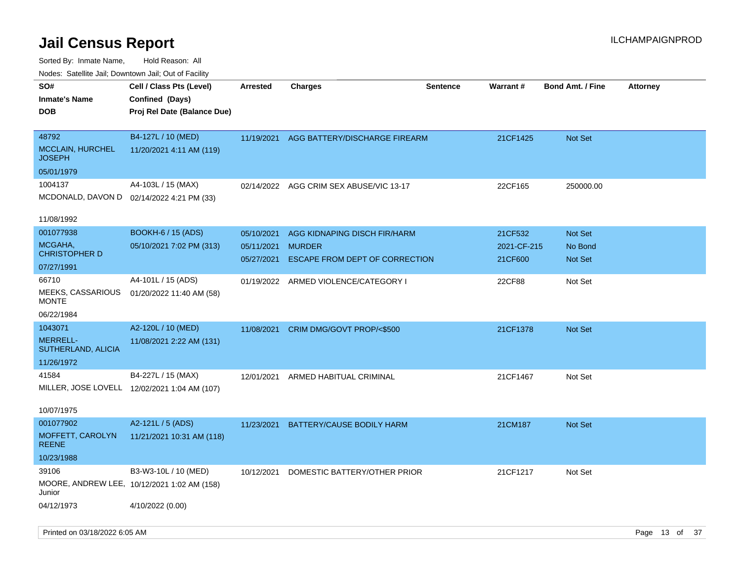# Jail Census Report

ILCHAMPAIGNPROD

Sorted By: Inmate Name, Hold Reason: All

Nodes: Satellite Jail; Downtown Jail; Out of Facility

| SO# / Inmate's Name / DOB | Cell / Class Pts (Level) / Confined (Days) / Proj Rel Date (Balance Due) | Arrested | Charges | Sentence | Warrant # | Bond Amt. / Fine | Attorney |
|---|---|---|---|---|---|---|---|
| 48792<br>MCCLAIN, HURCHEL JOSEPH<br>05/01/1979 | B4-127L / 10 (MED)<br>11/20/2021 4:11 AM (119) | 11/19/2021 | AGG BATTERY/DISCHARGE FIREARM | | 21CF1425 | Not Set | |
| 1004137<br>MCDONALD, DAVON D<br>11/08/1992 | A4-103L / 15 (MAX)<br>02/14/2022 4:21 PM (33) | 02/14/2022 | AGG CRIM SEX ABUSE/VIC 13-17 | | 22CF165 | 250000.00 | |
| 001077938<br>MCGAHA, CHRISTOPHER D<br>07/27/1991 | BOOKH-6 / 15 (ADS)<br>05/10/2021 7:02 PM (313) | 05/10/2021 | AGG KIDNAPING DISCH FIR/HARM | | 21CF532 | Not Set | |
| | | 05/11/2021 | MURDER | | 2021-CF-215 | No Bond | |
| | | 05/27/2021 | ESCAPE FROM DEPT OF CORRECTION | | 21CF600 | Not Set | |
| 66710<br>MEEKS, CASSARIOUS MONTE<br>06/22/1984 | A4-101L / 15 (ADS)<br>01/20/2022 11:40 AM (58) | 01/19/2022 | ARMED VIOLENCE/CATEGORY I | | 22CF88 | Not Set | |
| 1043071<br>MERRELL-SUTHERLAND, ALICIA<br>11/26/1972 | A2-120L / 10 (MED)<br>11/08/2021 2:22 AM (131) | 11/08/2021 | CRIM DMG/GOVT PROP/<$500 | | 21CF1378 | Not Set | |
| 41584<br>MILLER, JOSE LOVELL<br>10/07/1975 | B4-227L / 15 (MAX)<br>12/02/2021 1:04 AM (107) | 12/01/2021 | ARMED HABITUAL CRIMINAL | | 21CF1467 | Not Set | |
| 001077902<br>MOFFETT, CAROLYN REENE<br>10/23/1988 | A2-121L / 5 (ADS)<br>11/21/2021 10:31 AM (118) | 11/23/2021 | BATTERY/CAUSE BODILY HARM | | 21CM187 | Not Set | |
| 39106<br>MOORE, ANDREW LEE, Junior<br>04/12/1973 | B3-W3-10L / 10 (MED)<br>10/12/2021 1:02 AM (158)<br>4/10/2022 (0.00) | 10/12/2021 | DOMESTIC BATTERY/OTHER PRIOR | | 21CF1217 | Not Set | |

Printed on 03/18/2022 6:05 AM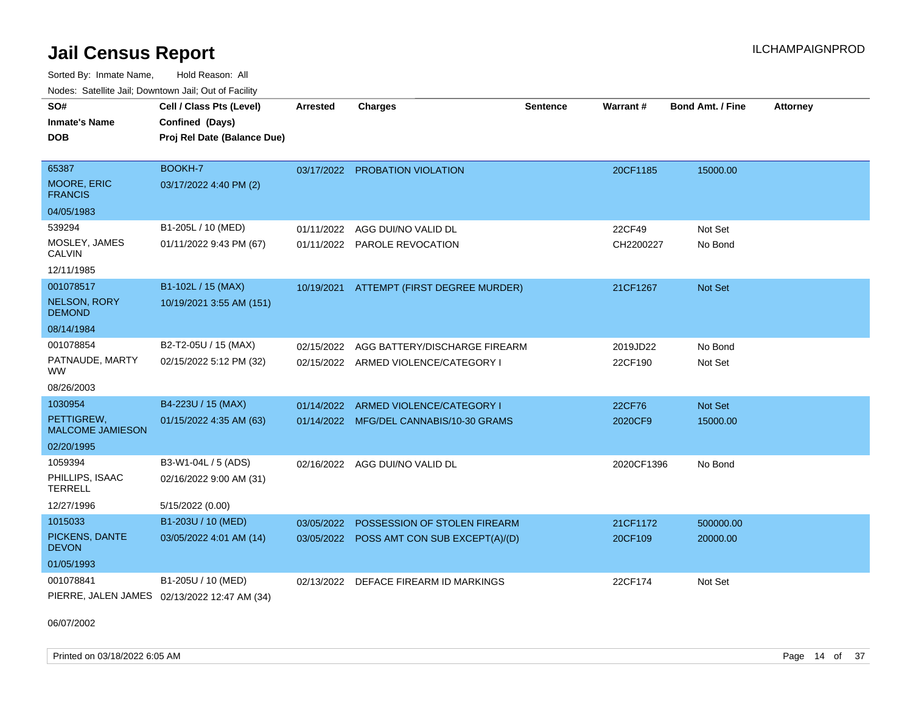# Jail Census Report

ILCHAMPAIGNPROD

Sorted By: Inmate Name, Hold Reason: All

Nodes: Satellite Jail; Downtown Jail; Out of Facility

| SO# / Inmate's Name / DOB | Cell / Class Pts (Level) / Confined (Days) / Proj Rel Date (Balance Due) | Arrested | Charges | Sentence | Warrant # | Bond Amt. / Fine | Attorney |
|---|---|---|---|---|---|---|---|
| 65387<br>MOORE, ERIC FRANCIS<br>04/05/1983 | BOOKH-7<br>03/17/2022 4:40 PM (2) | 03/17/2022 | PROBATION VIOLATION | | 20CF1185 | 15000.00 | |
| 539294<br>MOSLEY, JAMES CALVIN<br>12/11/1985 | B1-205L / 10 (MED)<br>01/11/2022 9:43 PM (67) | 01/11/2022<br>01/11/2022 | AGG DUI/NO VALID DL<br>PAROLE REVOCATION | | 22CF49<br>CH2200227 | Not Set<br>No Bond | |
| 001078517<br>NELSON, RORY DEMOND<br>08/14/1984 | B1-102L / 15 (MAX)<br>10/19/2021 3:55 AM (151) | 10/19/2021 | ATTEMPT (FIRST DEGREE MURDER) | | 21CF1267 | Not Set | |
| 001078854<br>PATNAUDE, MARTY WW<br>08/26/2003 | B2-T2-05U / 15 (MAX)<br>02/15/2022 5:12 PM (32) | 02/15/2022<br>02/15/2022 | AGG BATTERY/DISCHARGE FIREARM<br>ARMED VIOLENCE/CATEGORY I | | 2019JD22<br>22CF190 | No Bond<br>Not Set | |
| 1030954<br>PETTIGREW, MALCOME JAMIESON<br>02/20/1995 | B4-223U / 15 (MAX)<br>01/15/2022 4:35 AM (63) | 01/14/2022<br>01/14/2022 | ARMED VIOLENCE/CATEGORY I<br>MFG/DEL CANNABIS/10-30 GRAMS | | 22CF76<br>2020CF9 | Not Set<br>15000.00 | |
| 1059394<br>PHILLIPS, ISAAC TERRELL<br>12/27/1996 | B3-W1-04L / 5 (ADS)<br>02/16/2022 9:00 AM (31)<br>5/15/2022 (0.00) | 02/16/2022 | AGG DUI/NO VALID DL | | 2020CF1396 | No Bond | |
| 1015033<br>PICKENS, DANTE DEVON<br>01/05/1993 | B1-203U / 10 (MED)<br>03/05/2022 4:01 AM (14) | 03/05/2022<br>03/05/2022 | POSSESSION OF STOLEN FIREARM<br>POSS AMT CON SUB EXCEPT(A)/(D) | | 21CF1172<br>20CF109 | 500000.00<br>20000.00 | |
| 001078841<br>PIERRE, JALEN JAMES<br>06/07/2002 | B1-205U / 10 (MED)<br>02/13/2022 12:47 AM (34) | 02/13/2022 | DEFACE FIREARM ID MARKINGS | | 22CF174 | Not Set | |

Printed on 03/18/2022 6:05 AM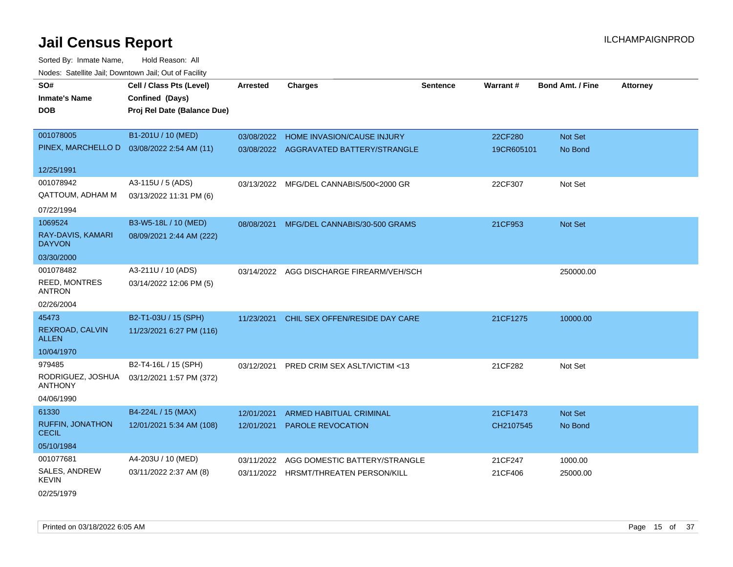# Jail Census Report

Sorted By: Inmate Name, Hold Reason: All

Nodes: Satellite Jail; Downtown Jail; Out of Facility

| SO# / Inmate's Name / DOB | Cell / Class Pts (Level) / Confined (Days) / Proj Rel Date (Balance Due) | Arrested | Charges | Sentence | Warrant # | Bond Amt. / Fine | Attorney |
|---|---|---|---|---|---|---|---|
| 001078005<br>PINEX, MARCHELLO D<br>12/25/1991 | B1-201U / 10 (MED)<br>03/08/2022 2:54 AM (11) | 03/08/2022<br>03/08/2022 | HOME INVASION/CAUSE INJURY<br>AGGRAVATED BATTERY/STRANGLE | | 22CF280<br>19CR605101 | Not Set<br>No Bond | |
| 001078942<br>QATTOUM, ADHAM M<br>07/22/1994 | A3-115U / 5 (ADS)<br>03/13/2022 11:31 PM (6) | 03/13/2022 | MFG/DEL CANNABIS/500<2000 GR | | 22CF307 | Not Set | |
| 1069524<br>RAY-DAVIS, KAMARI DAYVON<br>03/30/2000 | B3-W5-18L / 10 (MED)<br>08/09/2021 2:44 AM (222) | 08/08/2021 | MFG/DEL CANNABIS/30-500 GRAMS | | 21CF953 | Not Set | |
| 001078482<br>REED, MONTRES ANTRON<br>02/26/2004 | A3-211U / 10 (ADS)<br>03/14/2022 12:06 PM (5) | 03/14/2022 | AGG DISCHARGE FIREARM/VEH/SCH | | | 250000.00 | |
| 45473<br>REXROAD, CALVIN ALLEN<br>10/04/1970 | B2-T1-03U / 15 (SPH)<br>11/23/2021 6:27 PM (116) | 11/23/2021 | CHIL SEX OFFEN/RESIDE DAY CARE | | 21CF1275 | 10000.00 | |
| 979485<br>RODRIGUEZ, JOSHUA ANTHONY<br>04/06/1990 | B2-T4-16L / 15 (SPH)<br>03/12/2021 1:57 PM (372) | 03/12/2021 | PRED CRIM SEX ASLT/VICTIM <13 | | 21CF282 | Not Set | |
| 61330<br>RUFFIN, JONATHON CECIL<br>05/10/1984 | B4-224L / 15 (MAX)<br>12/01/2021 5:34 AM (108) | 12/01/2021<br>12/01/2021 | ARMED HABITUAL CRIMINAL<br>PAROLE REVOCATION | | 21CF1473<br>CH2107545 | Not Set<br>No Bond | |
| 001077681<br>SALES, ANDREW KEVIN<br>02/25/1979 | A4-203U / 10 (MED)<br>03/11/2022 2:37 AM (8) | 03/11/2022<br>03/11/2022 | AGG DOMESTIC BATTERY/STRANGLE<br>HRSMT/THREATEN PERSON/KILL | | 21CF247<br>21CF406 | 1000.00<br>25000.00 | |

Printed on 03/18/2022 6:05 AM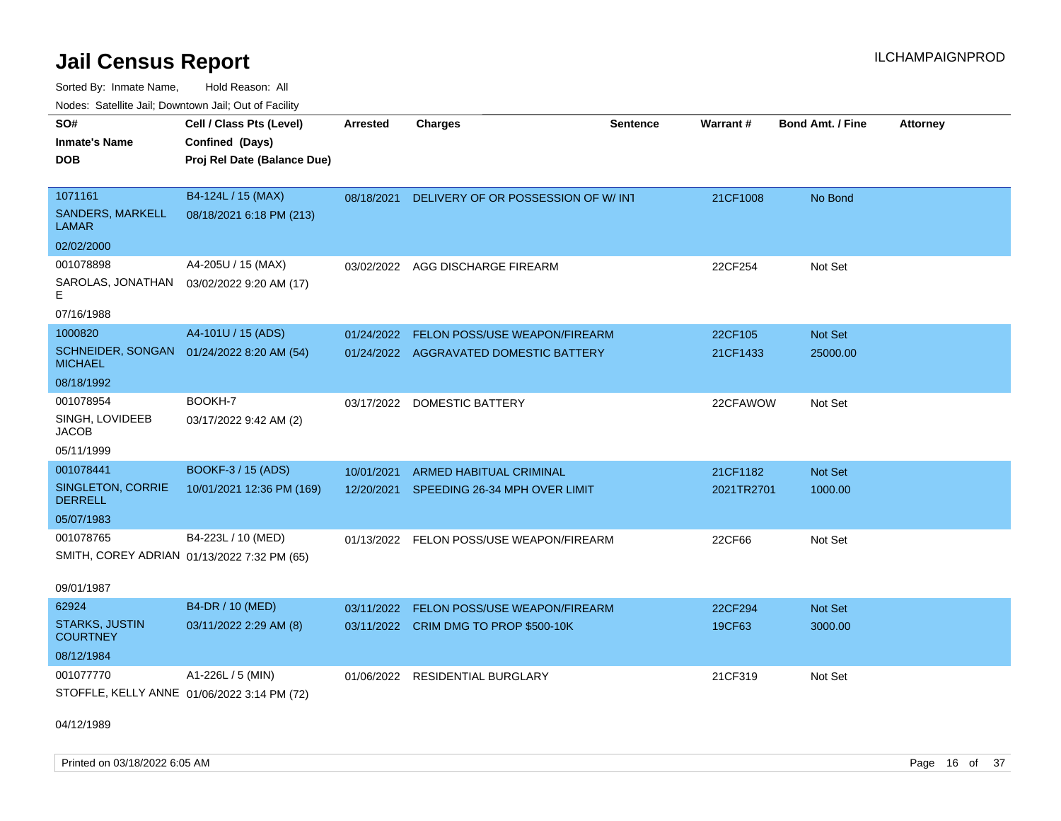# Jail Census Report

ILCHAMPAIGNPROD

Sorted By: Inmate Name, Hold Reason: All

Nodes: Satellite Jail; Downtown Jail; Out of Facility

| SO#<br>Inmate's Name<br>DOB | Cell / Class Pts (Level)<br>Confined (Days)<br>Proj Rel Date (Balance Due) | Arrested | Charges | Sentence | Warrant # | Bond Amt. / Fine | Attorney |
|---|---|---|---|---|---|---|---|
| 1071161<br>SANDERS, MARKELL LAMAR<br>02/02/2000 | B4-124L / 15 (MAX)<br>08/18/2021 6:18 PM (213) | 08/18/2021 | DELIVERY OF OR POSSESSION OF W/ INT | | 21CF1008 | No Bond | |
| 001078898<br>SAROLAS, JONATHAN E<br>07/16/1988 | A4-205U / 15 (MAX)<br>03/02/2022 9:20 AM (17) | 03/02/2022 | AGG DISCHARGE FIREARM | | 22CF254 | Not Set | |
| 1000820<br>SCHNEIDER, SONGAN MICHAEL<br>08/18/1992 | A4-101U / 15 (ADS)<br>01/24/2022 8:20 AM (54) | 01/24/2022 | FELON POSS/USE WEAPON/FIREARM | | 22CF105 | Not Set | |
| | | 01/24/2022 | AGGRAVATED DOMESTIC BATTERY | | 21CF1433 | 25000.00 | |
| 001078954<br>SINGH, LOVIDEEB JACOB<br>05/11/1999 | BOOKH-7<br>03/17/2022 9:42 AM (2) | 03/17/2022 | DOMESTIC BATTERY | | 22CFAWOW | Not Set | |
| 001078441<br>SINGLETON, CORRIE DERRELL<br>05/07/1983 | BOOKF-3 / 15 (ADS)<br>10/01/2021 12:36 PM (169) | 10/01/2021 | ARMED HABITUAL CRIMINAL | | 21CF1182 | Not Set | |
| | | 12/20/2021 | SPEEDING 26-34 MPH OVER LIMIT | | 2021TR2701 | 1000.00 | |
| 001078765<br>SMITH, COREY ADRIAN<br>09/01/1987 | B4-223L / 10 (MED)<br>01/13/2022 7:32 PM (65) | 01/13/2022 | FELON POSS/USE WEAPON/FIREARM | | 22CF66 | Not Set | |
| 62924<br>STARKS, JUSTIN COURTNEY<br>08/12/1984 | B4-DR / 10 (MED)<br>03/11/2022 2:29 AM (8) | 03/11/2022 | FELON POSS/USE WEAPON/FIREARM | | 22CF294 | Not Set | |
| | | 03/11/2022 | CRIM DMG TO PROP $500-10K | | 19CF63 | 3000.00 | |
| 001077770<br>STOFFLE, KELLY ANNE<br>04/12/1989 | A1-226L / 5 (MIN)<br>01/06/2022 3:14 PM (72) | 01/06/2022 | RESIDENTIAL BURGLARY | | 21CF319 | Not Set | |

Printed on 03/18/2022 6:05 AM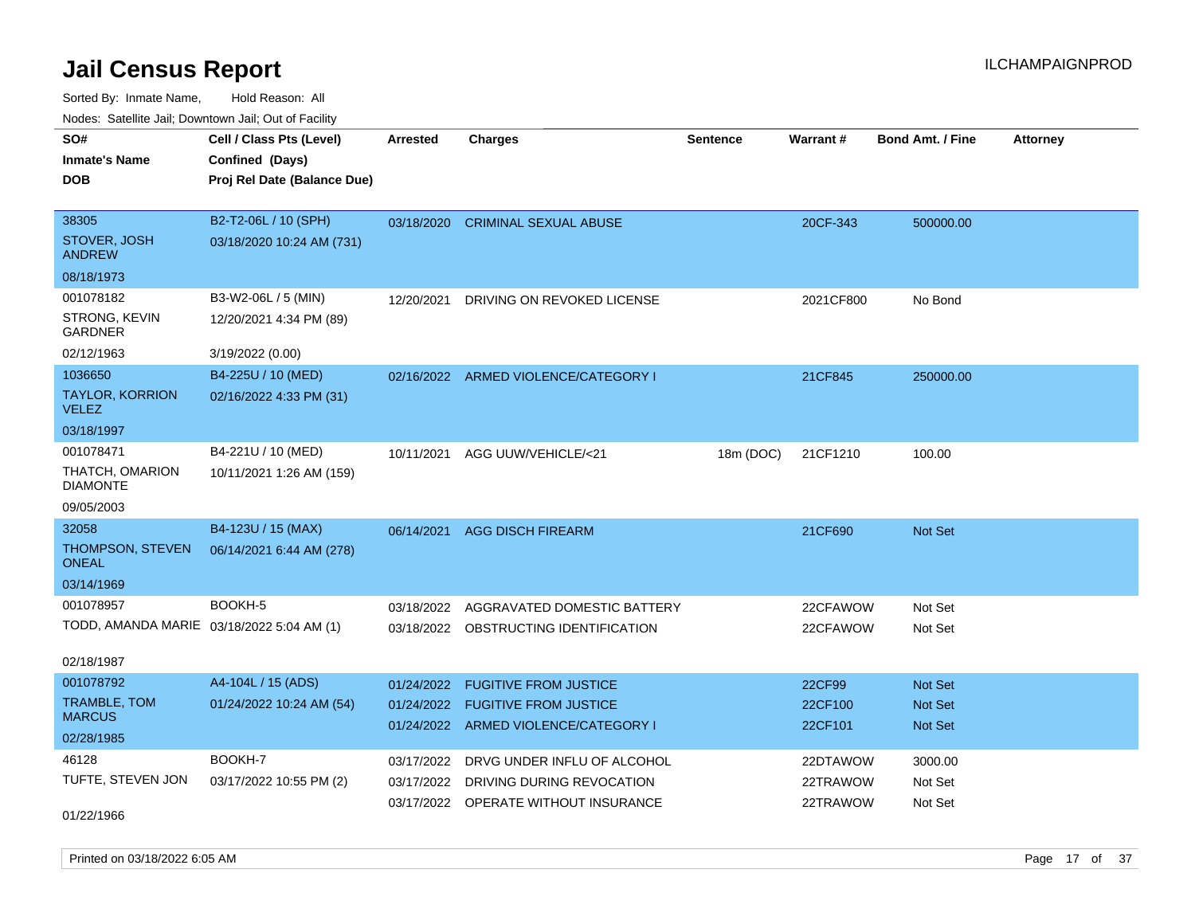# Jail Census Report

ILCHAMPAIGNPROD

Sorted By: Inmate Name, Hold Reason: All

Nodes: Satellite Jail; Downtown Jail; Out of Facility

| SO# / Inmate's Name / DOB | Cell / Class Pts (Level) / Confined (Days) / Proj Rel Date (Balance Due) | Arrested | Charges | Sentence | Warrant # | Bond Amt. / Fine | Attorney |
|---|---|---|---|---|---|---|---|
| 38305<br>STOVER, JOSH ANDREW<br>08/18/1973 | B2-T2-06L / 10 (SPH)<br>03/18/2020 10:24 AM (731) | 03/18/2020 | CRIMINAL SEXUAL ABUSE | | 20CF-343 | 500000.00 | |
| 001078182<br>STRONG, KEVIN GARDNER<br>02/12/1963 | B3-W2-06L / 5 (MIN)<br>12/20/2021 4:34 PM (89)<br>3/19/2022 (0.00) | 12/20/2021 | DRIVING ON REVOKED LICENSE | | 2021CF800 | No Bond | |
| 1036650<br>TAYLOR, KORRION VELEZ<br>03/18/1997 | B4-225U / 10 (MED)<br>02/16/2022 4:33 PM (31) | 02/16/2022 | ARMED VIOLENCE/CATEGORY I | | 21CF845 | 250000.00 | |
| 001078471<br>THATCH, OMARION DIAMONTE<br>09/05/2003 | B4-221U / 10 (MED)<br>10/11/2021 1:26 AM (159) | 10/11/2021 | AGG UUW/VEHICLE/<21 | 18m (DOC) | 21CF1210 | 100.00 | |
| 32058<br>THOMPSON, STEVEN ONEAL<br>03/14/1969 | B4-123U / 15 (MAX)<br>06/14/2021 6:44 AM (278) | 06/14/2021 | AGG DISCH FIREARM | | 21CF690 | Not Set | |
| 001078957<br>TODD, AMANDA MARIE<br>02/18/1987 | BOOKH-5<br>03/18/2022 5:04 AM (1) | 03/18/2022 | AGGRAVATED DOMESTIC BATTERY | | 22CFAWOW | Not Set | |
| | | 03/18/2022 | OBSTRUCTING IDENTIFICATION | | 22CFAWOW | Not Set | |
| 001078792<br>TRAMBLE, TOM MARCUS<br>02/28/1985 | A4-104L / 15 (ADS)<br>01/24/2022 10:24 AM (54) | 01/24/2022 | FUGITIVE FROM JUSTICE | | 22CF99 | Not Set | |
| | | 01/24/2022 | FUGITIVE FROM JUSTICE | | 22CF100 | Not Set | |
| | | 01/24/2022 | ARMED VIOLENCE/CATEGORY I | | 22CF101 | Not Set | |
| 46128<br>TUFTE, STEVEN JON<br>01/22/1966 | BOOKH-7<br>03/17/2022 10:55 PM (2) | 03/17/2022 | DRVG UNDER INFLU OF ALCOHOL | | 22DTAWOW | 3000.00 | |
| | | 03/17/2022 | DRIVING DURING REVOCATION | | 22TRAWOW | Not Set | |
| | | 03/17/2022 | OPERATE WITHOUT INSURANCE | | 22TRAWOW | Not Set | |

Printed on 03/18/2022 6:05 AM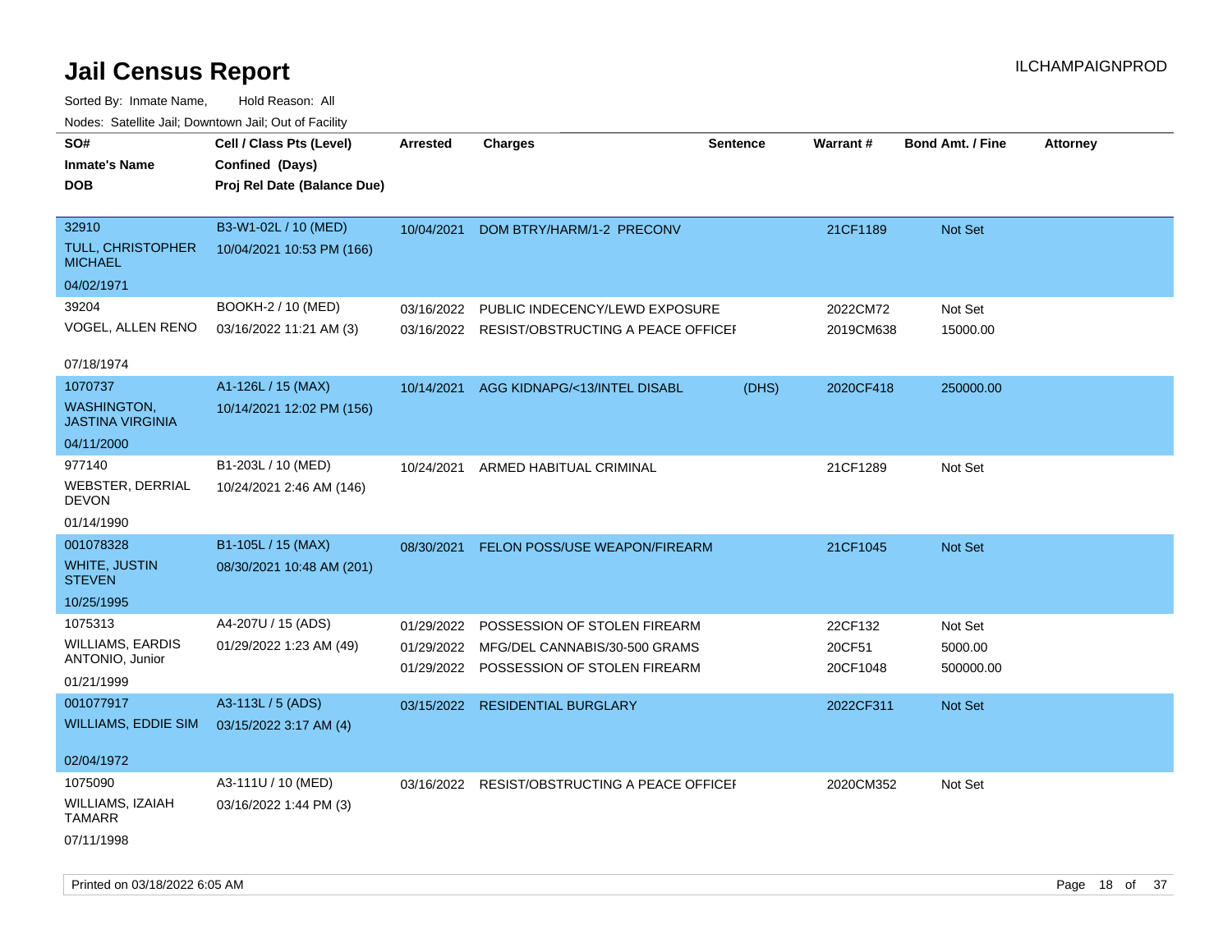# Jail Census Report

ILCHAMPAIGNPROD

Sorted By: Inmate Name, Hold Reason: All

Nodes: Satellite Jail; Downtown Jail; Out of Facility

| SO# / Inmate's Name / DOB | Cell / Class Pts (Level) / Confined (Days) / Proj Rel Date (Balance Due) | Arrested | Charges | Sentence | Warrant # | Bond Amt. / Fine | Attorney |
|---|---|---|---|---|---|---|---|
| 32910<br>TULL, CHRISTOPHER MICHAEL<br>04/02/1971 | B3-W1-02L / 10 (MED)<br>10/04/2021 10:53 PM (166) | 10/04/2021 | DOM BTRY/HARM/1-2 PRECONV | | 21CF1189 | Not Set | |
| 39204<br>VOGEL, ALLEN RENO<br>07/18/1974 | BOOKH-2 / 10 (MED)<br>03/16/2022 11:21 AM (3) | 03/16/2022<br>03/16/2022 | PUBLIC INDECENCY/LEWD EXPOSURE<br>RESIST/OBSTRUCTING A PEACE OFFICEI | | 2022CM72<br>2019CM638 | Not Set<br>15000.00 | |
| 1070737<br>WASHINGTON, JASTINA VIRGINIA<br>04/11/2000 | A1-126L / 15 (MAX)<br>10/14/2021 12:02 PM (156) | 10/14/2021 | AGG KIDNAPG/<13/INTEL DISABL | (DHS) | 2020CF418 | 250000.00 | |
| 977140<br>WEBSTER, DERRIAL DEVON<br>01/14/1990 | B1-203L / 10 (MED)<br>10/24/2021 2:46 AM (146) | 10/24/2021 | ARMED HABITUAL CRIMINAL | | 21CF1289 | Not Set | |
| 001078328<br>WHITE, JUSTIN STEVEN<br>10/25/1995 | B1-105L / 15 (MAX)<br>08/30/2021 10:48 AM (201) | 08/30/2021 | FELON POSS/USE WEAPON/FIREARM | | 21CF1045 | Not Set | |
| 1075313<br>WILLIAMS, EARDIS ANTONIO, Junior<br>01/21/1999 | A4-207U / 15 (ADS)<br>01/29/2022 1:23 AM (49) | 01/29/2022<br>01/29/2022<br>01/29/2022 | POSSESSION OF STOLEN FIREARM<br>MFG/DEL CANNABIS/30-500 GRAMS<br>POSSESSION OF STOLEN FIREARM | | 22CF132<br>20CF51<br>20CF1048 | Not Set<br>5000.00<br>500000.00 | |
| 001077917<br>WILLIAMS, EDDIE SIM<br>02/04/1972 | A3-113L / 5 (ADS)<br>03/15/2022 3:17 AM (4) | 03/15/2022 | RESIDENTIAL BURGLARY | | 2022CF311 | Not Set | |
| 1075090<br>WILLIAMS, IZAIAH TAMARR<br>07/11/1998 | A3-111U / 10 (MED)<br>03/16/2022 1:44 PM (3) | 03/16/2022 | RESIST/OBSTRUCTING A PEACE OFFICEI | | 2020CM352 | Not Set | |

Printed on 03/18/2022 6:05 AM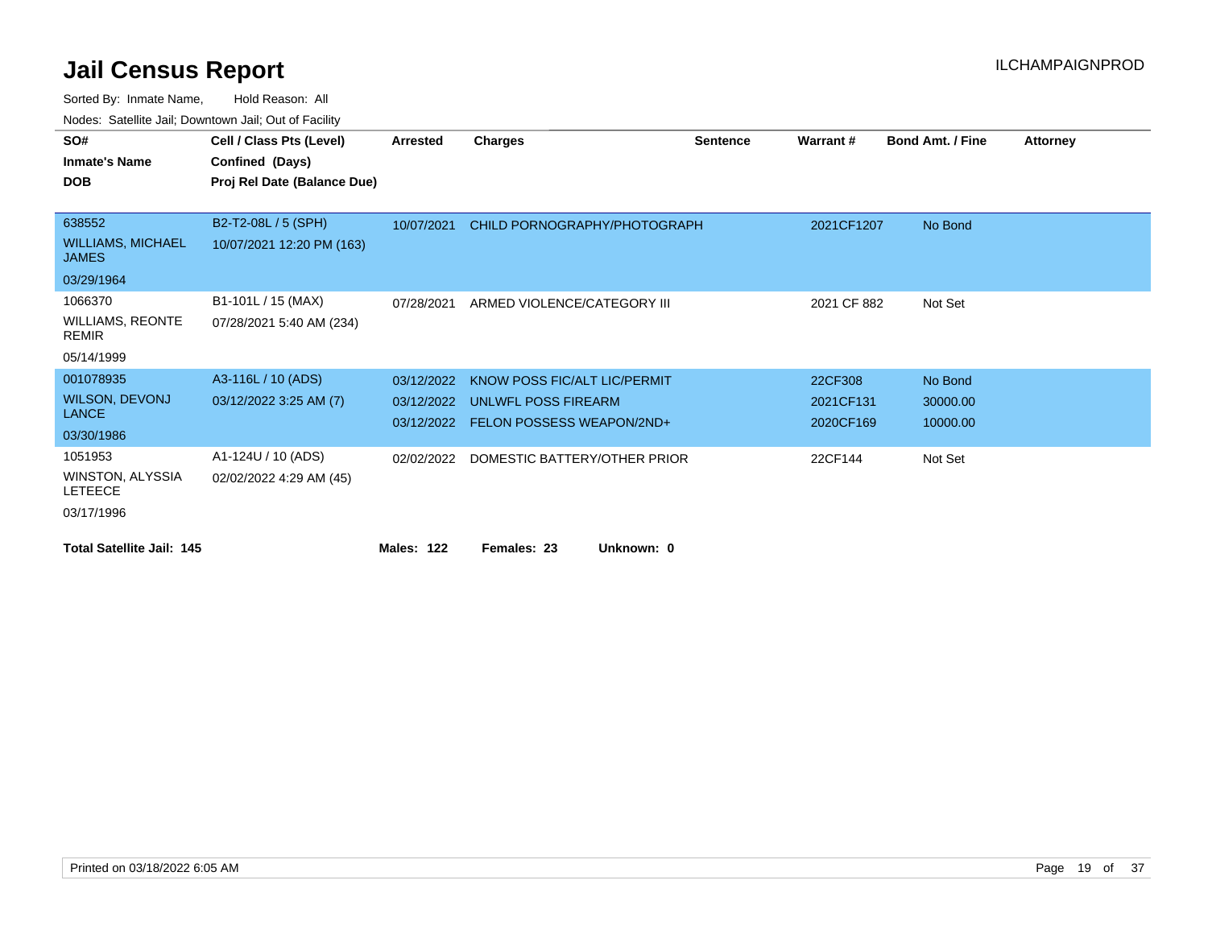# Jail Census Report

ILCHAMPAIGNPROD

Sorted By: Inmate Name, Hold Reason: All

Nodes: Satellite Jail; Downtown Jail; Out of Facility

| SO# / Inmate's Name / DOB | Cell / Class Pts (Level) / Confined (Days) / Proj Rel Date (Balance Due) | Arrested | Charges | Sentence | Warrant # | Bond Amt. / Fine | Attorney |
|---|---|---|---|---|---|---|---|
| 638552<br>WILLIAMS, MICHAEL JAMES<br>03/29/1964 | B2-T2-08L / 5 (SPH)<br>10/07/2021 12:20 PM (163) | 10/07/2021 | CHILD PORNOGRAPHY/PHOTOGRAPH | | 2021CF1207 | No Bond | |
| 1066370<br>WILLIAMS, REONTE REMIR<br>05/14/1999 | B1-101L / 15 (MAX)<br>07/28/2021 5:40 AM (234) | 07/28/2021 | ARMED VIOLENCE/CATEGORY III | | 2021 CF 882 | Not Set | |
| 001078935<br>WILSON, DEVONJ LANCE<br>03/30/1986 | A3-116L / 10 (ADS)<br>03/12/2022 3:25 AM (7) | 03/12/2022 | KNOW POSS FIC/ALT LIC/PERMIT | | 22CF308 | No Bond | |
| | | 03/12/2022 | UNLWFL POSS FIREARM | | 2021CF131 | 30000.00 | |
| | | 03/12/2022 | FELON POSSESS WEAPON/2ND+ | | 2020CF169 | 10000.00 | |
| 1051953<br>WINSTON, ALYSSIA LETEECE<br>03/17/1996 | A1-124U / 10 (ADS)<br>02/02/2022 4:29 AM (45) | 02/02/2022 | DOMESTIC BATTERY/OTHER PRIOR | | 22CF144 | Not Set | |

**Total Satellite Jail: 145** **Males: 122** **Females: 23** **Unknown: 0**

Printed on 03/18/2022 6:05 AM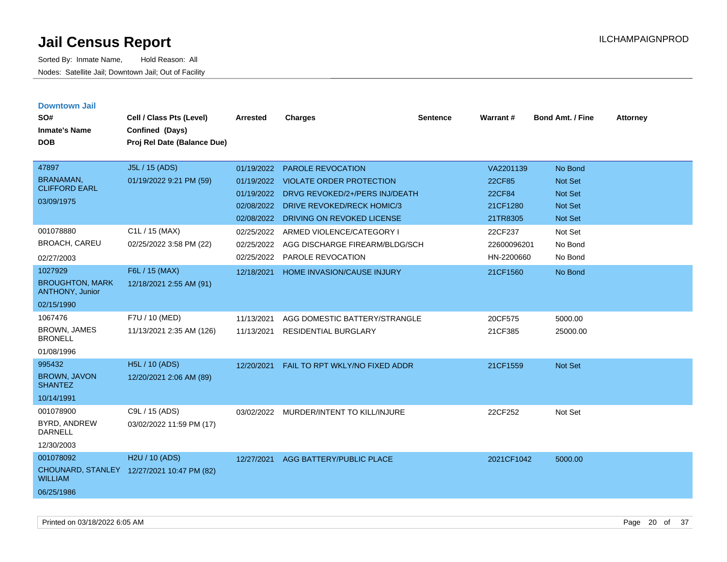# Jail Census Report

Sorted By: Inmate Name, Hold Reason: All

Nodes: Satellite Jail; Downtown Jail; Out of Facility

ILCHAMPAIGNPROD

## Downtown Jail

| SO# / Inmate's Name / DOB | Cell / Class Pts (Level) / Confined (Days) / Proj Rel Date (Balance Due) | Arrested | Charges | Sentence | Warrant # | Bond Amt. / Fine | Attorney |
|---|---|---|---|---|---|---|---|
| 47897 BRANAMAN, CLIFFORD EARL 03/09/1975 | J5L / 15 (ADS) 01/19/2022 9:21 PM (59) | 01/19/2022 | PAROLE REVOCATION | | VA2201139 | No Bond | |
| | | 01/19/2022 | VIOLATE ORDER PROTECTION | | 22CF85 | Not Set | |
| | | 01/19/2022 | DRVG REVOKED/2+/PERS INJ/DEATH | | 22CF84 | Not Set | |
| | | 02/08/2022 | DRIVE REVOKED/RECK HOMIC/3 | | 21CF1280 | Not Set | |
| | | 02/08/2022 | DRIVING ON REVOKED LICENSE | | 21TR8305 | Not Set | |
| 001078880 BROACH, CAREU 02/27/2003 | C1L / 15 (MAX) 02/25/2022 3:58 PM (22) | 02/25/2022 | ARMED VIOLENCE/CATEGORY I | | 22CF237 | Not Set | |
| | | 02/25/2022 | AGG DISCHARGE FIREARM/BLDG/SCH | | 22600096201 | No Bond | |
| | | 02/25/2022 | PAROLE REVOCATION | | HN-2200660 | No Bond | |
| 1027929 BROUGHTON, MARK ANTHONY, Junior 02/15/1990 | F6L / 15 (MAX) 12/18/2021 2:55 AM (91) | 12/18/2021 | HOME INVASION/CAUSE INJURY | | 21CF1560 | No Bond | |
| 1067476 BROWN, JAMES BRONELL 01/08/1996 | F7U / 10 (MED) 11/13/2021 2:35 AM (126) | 11/13/2021 | AGG DOMESTIC BATTERY/STRANGLE | | 20CF575 | 5000.00 | |
| | | 11/13/2021 | RESIDENTIAL BURGLARY | | 21CF385 | 25000.00 | |
| 995432 BROWN, JAVON SHANTEZ 10/14/1991 | H5L / 10 (ADS) 12/20/2021 2:06 AM (89) | 12/20/2021 | FAIL TO RPT WKLY/NO FIXED ADDR | | 21CF1559 | Not Set | |
| 001078900 BYRD, ANDREW DARNELL 12/30/2003 | C9L / 15 (ADS) 03/02/2022 11:59 PM (17) | 03/02/2022 | MURDER/INTENT TO KILL/INJURE | | 22CF252 | Not Set | |
| 001078092 CHOUNARD, STANLEY WILLIAM 06/25/1986 | H2U / 10 (ADS) 12/27/2021 10:47 PM (82) | 12/27/2021 | AGG BATTERY/PUBLIC PLACE | | 2021CF1042 | 5000.00 | |

Printed on 03/18/2022 6:05 AM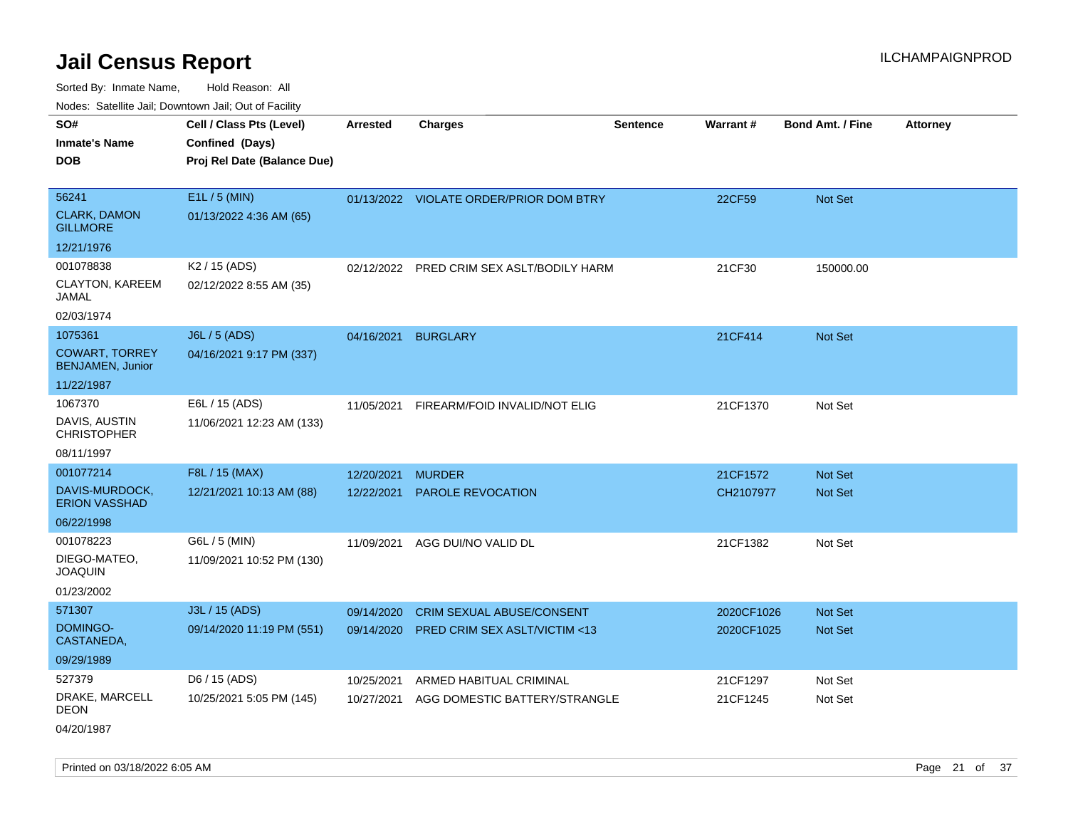# Jail Census Report

Sorted By: Inmate Name, Hold Reason: All

Nodes: Satellite Jail; Downtown Jail; Out of Facility

| SO# / Inmate's Name / DOB | Cell / Class Pts (Level) / Confined (Days) / Proj Rel Date (Balance Due) | Arrested | Charges | Sentence | Warrant # | Bond Amt. / Fine | Attorney |
|---|---|---|---|---|---|---|---|
| 56241<br>CLARK, DAMON GILLMORE<br>12/21/1976 | E1L / 5 (MIN)<br>01/13/2022 4:36 AM (65) | 01/13/2022 | VIOLATE ORDER/PRIOR DOM BTRY | | 22CF59 | Not Set | |
| 001078838<br>CLAYTON, KAREEM JAMAL<br>02/03/1974 | K2 / 15 (ADS)<br>02/12/2022 8:55 AM (35) | 02/12/2022 | PRED CRIM SEX ASLT/BODILY HARM | | 21CF30 | 150000.00 | |
| 1075361<br>COWART, TORREY BENJAMEN, Junior<br>11/22/1987 | J6L / 5 (ADS)<br>04/16/2021 9:17 PM (337) | 04/16/2021 | BURGLARY | | 21CF414 | Not Set | |
| 1067370<br>DAVIS, AUSTIN CHRISTOPHER<br>08/11/1997 | E6L / 15 (ADS)<br>11/06/2021 12:23 AM (133) | 11/05/2021 | FIREARM/FOID INVALID/NOT ELIG | | 21CF1370 | Not Set | |
| 001077214<br>DAVIS-MURDOCK, ERION VASSHAD<br>06/22/1998 | F8L / 15 (MAX)<br>12/21/2021 10:13 AM (88) | 12/20/2021<br>12/22/2021 | MURDER<br>PAROLE REVOCATION | | 21CF1572<br>CH2107977 | Not Set<br>Not Set | |
| 001078223<br>DIEGO-MATEO, JOAQUIN<br>01/23/2002 | G6L / 5 (MIN)<br>11/09/2021 10:52 PM (130) | 11/09/2021 | AGG DUI/NO VALID DL | | 21CF1382 | Not Set | |
| 571307<br>DOMINGO-CASTANEDA,<br>09/29/1989 | J3L / 15 (ADS)<br>09/14/2020 11:19 PM (551) | 09/14/2020<br>09/14/2020 | CRIM SEXUAL ABUSE/CONSENT<br>PRED CRIM SEX ASLT/VICTIM <13 | | 2020CF1026<br>2020CF1025 | Not Set<br>Not Set | |
| 527379<br>DRAKE, MARCELL DEON<br>04/20/1987 | D6 / 15 (ADS)<br>10/25/2021 5:05 PM (145) | 10/25/2021<br>10/27/2021 | ARMED HABITUAL CRIMINAL<br>AGG DOMESTIC BATTERY/STRANGLE | | 21CF1297<br>21CF1245 | Not Set<br>Not Set | |

Printed on 03/18/2022 6:05 AM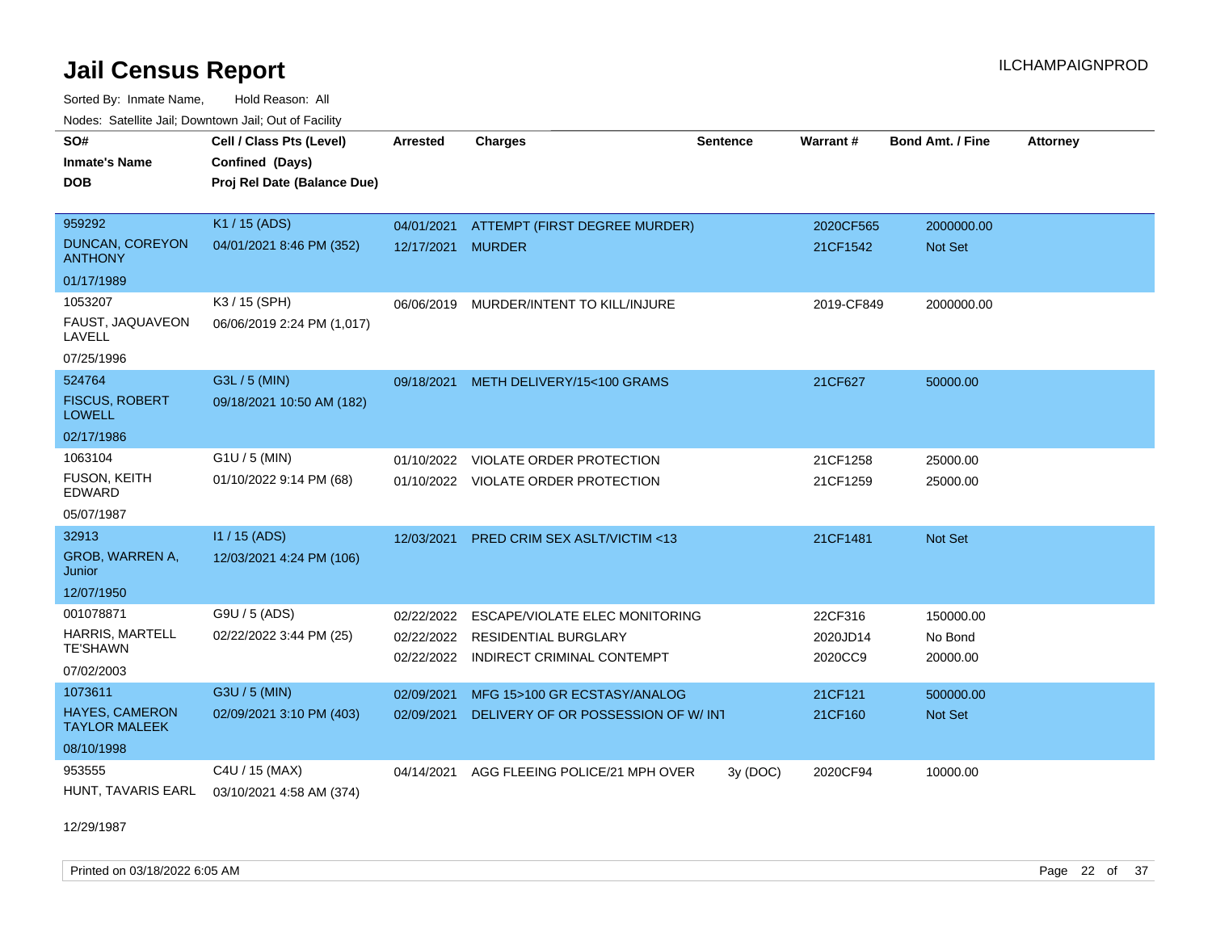# Jail Census Report

ILCHAMPAIGNPROD

Sorted By: Inmate Name, Hold Reason: All

Nodes: Satellite Jail; Downtown Jail; Out of Facility

| SO# / Inmate's Name / DOB | Cell / Class Pts (Level) / Confined (Days) / Proj Rel Date (Balance Due) | Arrested | Charges | Sentence | Warrant # | Bond Amt. / Fine | Attorney |
|---|---|---|---|---|---|---|---|
| 959292<br>DUNCAN, COREYON ANTHONY<br>01/17/1989 | K1 / 15 (ADS)<br>04/01/2021 8:46 PM (352) | 04/01/2021 | ATTEMPT (FIRST DEGREE MURDER) | | 2020CF565 | 2000000.00 | |
| | | 12/17/2021 | MURDER | | 21CF1542 | Not Set | |
| 1053207<br>FAUST, JAQUAVEON LAVELL<br>07/25/1996 | K3 / 15 (SPH)<br>06/06/2019 2:24 PM (1,017) | 06/06/2019 | MURDER/INTENT TO KILL/INJURE | | 2019-CF849 | 2000000.00 | |
| 524764<br>FISCUS, ROBERT LOWELL<br>02/17/1986 | G3L / 5 (MIN)<br>09/18/2021 10:50 AM (182) | 09/18/2021 | METH DELIVERY/15<100 GRAMS | | 21CF627 | 50000.00 | |
| 1063104<br>FUSON, KEITH EDWARD<br>05/07/1987 | G1U / 5 (MIN)<br>01/10/2022 9:14 PM (68) | 01/10/2022 | VIOLATE ORDER PROTECTION | | 21CF1258 | 25000.00 | |
| | | 01/10/2022 | VIOLATE ORDER PROTECTION | | 21CF1259 | 25000.00 | |
| 32913<br>GROB, WARREN A, Junior<br>12/07/1950 | I1 / 15 (ADS)<br>12/03/2021 4:24 PM (106) | 12/03/2021 | PRED CRIM SEX ASLT/VICTIM <13 | | 21CF1481 | Not Set | |
| 001078871<br>HARRIS, MARTELL TE'SHAWN<br>07/02/2003 | G9U / 5 (ADS)<br>02/22/2022 3:44 PM (25) | 02/22/2022 | ESCAPE/VIOLATE ELEC MONITORING | | 22CF316 | 150000.00 | |
| | | 02/22/2022 | RESIDENTIAL BURGLARY | | 2020JD14 | No Bond | |
| | | 02/22/2022 | INDIRECT CRIMINAL CONTEMPT | | 2020CC9 | 20000.00 | |
| 1073611<br>HAYES, CAMERON TAYLOR MALEEK<br>08/10/1998 | G3U / 5 (MIN)<br>02/09/2021 3:10 PM (403) | 02/09/2021 | MFG 15>100 GR ECSTASY/ANALOG | | 21CF121 | 500000.00 | |
| | | 02/09/2021 | DELIVERY OF OR POSSESSION OF W/ INT | | 21CF160 | Not Set | |
| 953555<br>HUNT, TAVARIS EARL<br>12/29/1987 | C4U / 15 (MAX)<br>03/10/2021 4:58 AM (374) | 04/14/2021 | AGG FLEEING POLICE/21 MPH OVER | 3y (DOC) | 2020CF94 | 10000.00 | |

Printed on 03/18/2022 6:05 AM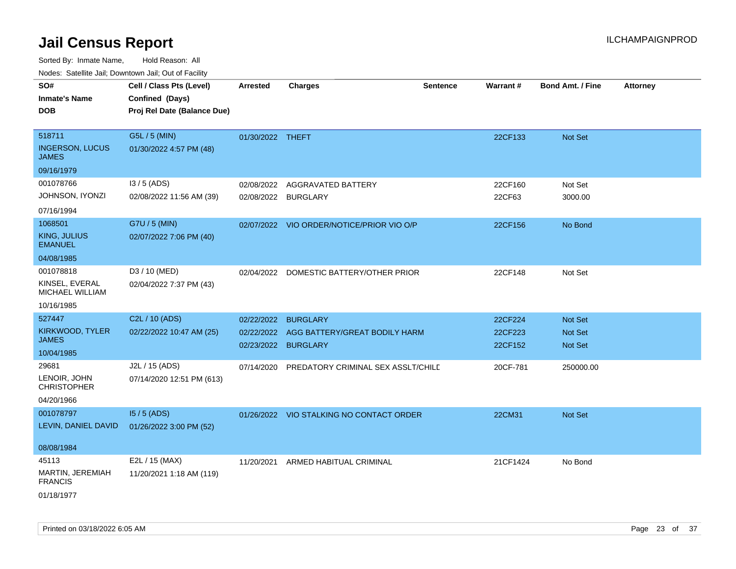# Jail Census Report

ILCHAMPAIGNPROD

Sorted By: Inmate Name, Hold Reason: All

Nodes: Satellite Jail; Downtown Jail; Out of Facility

| SO# / Inmate's Name / DOB | Cell / Class Pts (Level) / Confined (Days) / Proj Rel Date (Balance Due) | Arrested | Charges | Sentence | Warrant # | Bond Amt. / Fine | Attorney |
|---|---|---|---|---|---|---|---|
| 518711<br>INGERSON, LUCUS JAMES<br>09/16/1979 | G5L / 5 (MIN)<br>01/30/2022 4:57 PM (48) | 01/30/2022 | THEFT | | 22CF133 | Not Set | |
| 001078766<br>JOHNSON, IYONZI<br>07/16/1994 | I3 / 5 (ADS)<br>02/08/2022 11:56 AM (39) | 02/08/2022<br>02/08/2022 | AGGRAVATED BATTERY<br>BURGLARY | | 22CF160<br>22CF63 | Not Set<br>3000.00 | |
| 1068501<br>KING, JULIUS EMANUEL<br>04/08/1985 | G7U / 5 (MIN)<br>02/07/2022 7:06 PM (40) | 02/07/2022 | VIO ORDER/NOTICE/PRIOR VIO O/P | | 22CF156 | No Bond | |
| 001078818<br>KINSEL, EVERAL MICHAEL WILLIAM<br>10/16/1985 | D3 / 10 (MED)<br>02/04/2022 7:37 PM (43) | 02/04/2022 | DOMESTIC BATTERY/OTHER PRIOR | | 22CF148 | Not Set | |
| 527447<br>KIRKWOOD, TYLER JAMES<br>10/04/1985 | C2L / 10 (ADS)<br>02/22/2022 10:47 AM (25) | 02/22/2022<br>02/22/2022<br>02/23/2022 | BURGLARY<br>AGG BATTERY/GREAT BODILY HARM<br>BURGLARY | | 22CF224<br>22CF223<br>22CF152 | Not Set<br>Not Set<br>Not Set | |
| 29681<br>LENOIR, JOHN CHRISTOPHER<br>04/20/1966 | J2L / 15 (ADS)<br>07/14/2020 12:51 PM (613) | 07/14/2020 | PREDATORY CRIMINAL SEX ASSLT/CHILD | | 20CF-781 | 250000.00 | |
| 001078797<br>LEVIN, DANIEL DAVID<br>08/08/1984 | I5 / 5 (ADS)<br>01/26/2022 3:00 PM (52) | 01/26/2022 | VIO STALKING NO CONTACT ORDER | | 22CM31 | Not Set | |
| 45113<br>MARTIN, JEREMIAH FRANCIS<br>01/18/1977 | E2L / 15 (MAX)<br>11/20/2021 1:18 AM (119) | 11/20/2021 | ARMED HABITUAL CRIMINAL | | 21CF1424 | No Bond | |

Printed on 03/18/2022 6:05 AM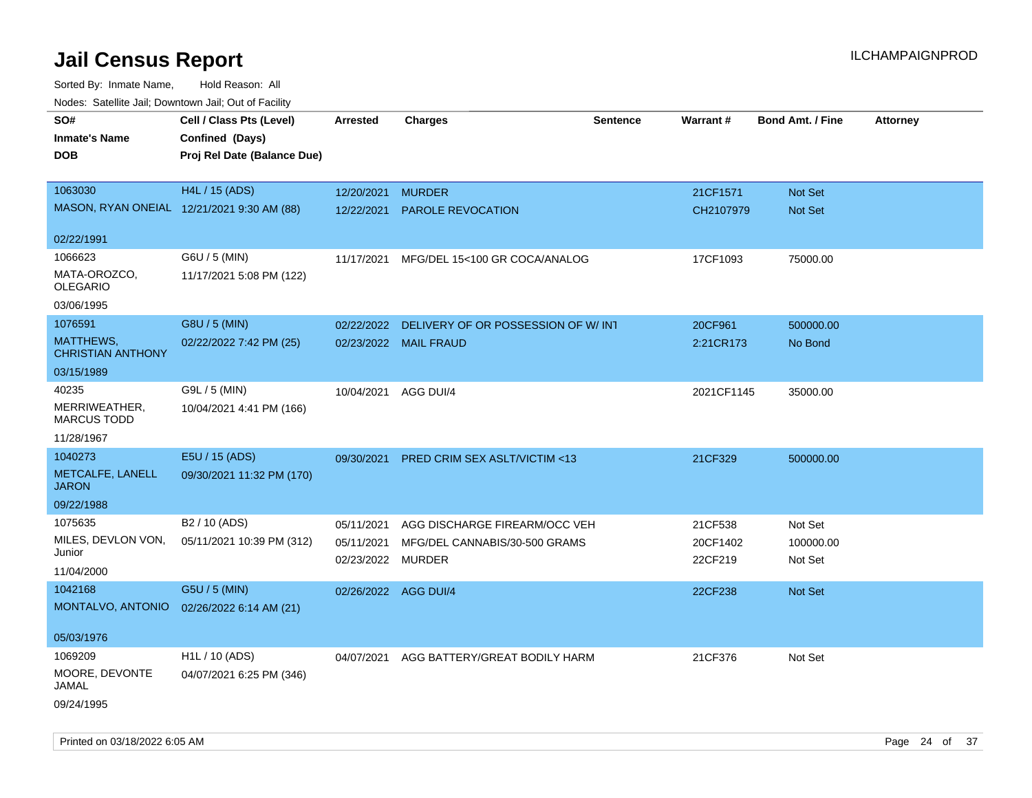# Jail Census Report

Sorted By: Inmate Name, Hold Reason: All

Nodes: Satellite Jail; Downtown Jail; Out of Facility

| SO# / Inmate's Name / DOB | Cell / Class Pts (Level) / Confined (Days) / Proj Rel Date (Balance Due) | Arrested | Charges | Sentence | Warrant # | Bond Amt. / Fine | Attorney |
|---|---|---|---|---|---|---|---|
| 1063030<br>MASON, RYAN ONEIAL<br>02/22/1991 | H4L / 15 (ADS)<br>12/21/2021 9:30 AM (88) | 12/20/2021<br>12/22/2021 | MURDER<br>PAROLE REVOCATION | | 21CF1571<br>CH2107979 | Not Set<br>Not Set | |
| 1066623<br>MATA-OROZCO, OLEGARIO<br>03/06/1995 | G6U / 5 (MIN)<br>11/17/2021 5:08 PM (122) | 11/17/2021 | MFG/DEL 15<100 GR COCA/ANALOG | | 17CF1093 | 75000.00 | |
| 1076591<br>MATTHEWS, CHRISTIAN ANTHONY<br>03/15/1989 | G8U / 5 (MIN)<br>02/22/2022 7:42 PM (25) | 02/22/2022<br>02/23/2022 | DELIVERY OF OR POSSESSION OF W/ INT<br>MAIL FRAUD | | 20CF961<br>2:21CR173 | 500000.00<br>No Bond | |
| 40235<br>MERRIWEATHER, MARCUS TODD<br>11/28/1967 | G9L / 5 (MIN)<br>10/04/2021 4:41 PM (166) | 10/04/2021 | AGG DUI/4 | | 2021CF1145 | 35000.00 | |
| 1040273<br>METCALFE, LANELL JARON<br>09/22/1988 | E5U / 15 (ADS)<br>09/30/2021 11:32 PM (170) | 09/30/2021 | PRED CRIM SEX ASLT/VICTIM <13 | | 21CF329 | 500000.00 | |
| 1075635<br>MILES, DEVLON VON, Junior<br>11/04/2000 | B2 / 10 (ADS)<br>05/11/2021 10:39 PM (312) | 05/11/2021<br>05/11/2021<br>02/23/2022 | AGG DISCHARGE FIREARM/OCC VEH<br>MFG/DEL CANNABIS/30-500 GRAMS<br>MURDER | | 21CF538<br>20CF1402<br>22CF219 | Not Set<br>100000.00<br>Not Set | |
| 1042168<br>MONTALVO, ANTONIO<br>05/03/1976 | G5U / 5 (MIN)<br>02/26/2022 6:14 AM (21) | 02/26/2022 | AGG DUI/4 | | 22CF238 | Not Set | |
| 1069209<br>MOORE, DEVONTE JAMAL<br>09/24/1995 | H1L / 10 (ADS)<br>04/07/2021 6:25 PM (346) | 04/07/2021 | AGG BATTERY/GREAT BODILY HARM | | 21CF376 | Not Set | |

Printed on 03/18/2022 6:05 AM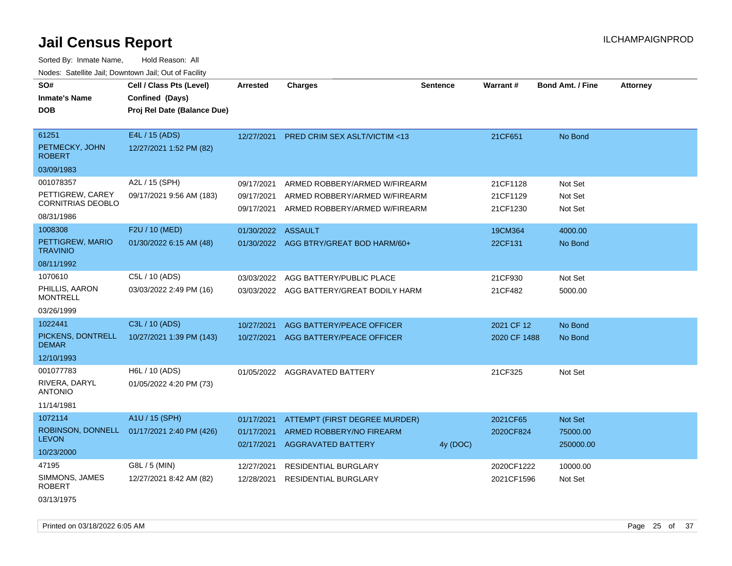# Jail Census Report

ILCHAMPAIGNPROD

Sorted By: Inmate Name, Hold Reason: All

Nodes: Satellite Jail; Downtown Jail; Out of Facility

| SO# / Inmate's Name / DOB | Cell / Class Pts (Level) / Confined (Days) / Proj Rel Date (Balance Due) | Arrested | Charges | Sentence | Warrant # | Bond Amt. / Fine | Attorney |
|---|---|---|---|---|---|---|---|
| 61251<br>PETMECKY, JOHN ROBERT<br>03/09/1983 | E4L / 15 (ADS)<br>12/27/2021 1:52 PM (82) | 12/27/2021 | PRED CRIM SEX ASLT/VICTIM <13 | | 21CF651 | No Bond | |
| 001078357<br>PETTIGREW, CAREY CORNITRIAS DEOBLO<br>08/31/1986 | A2L / 15 (SPH)<br>09/17/2021 9:56 AM (183) | 09/17/2021 | ARMED ROBBERY/ARMED W/FIREARM | | 21CF1128 | Not Set | |
| | | 09/17/2021 | ARMED ROBBERY/ARMED W/FIREARM | | 21CF1129 | Not Set | |
| | | 09/17/2021 | ARMED ROBBERY/ARMED W/FIREARM | | 21CF1230 | Not Set | |
| 1008308<br>PETTIGREW, MARIO TRAVINIO<br>08/11/1992 | F2U / 10 (MED)<br>01/30/2022 6:15 AM (48) | 01/30/2022 | ASSAULT | | 19CM364 | 4000.00 | |
| | | 01/30/2022 | AGG BTRY/GREAT BOD HARM/60+ | | 22CF131 | No Bond | |
| 1070610<br>PHILLIS, AARON MONTRELL<br>03/26/1999 | C5L / 10 (ADS)<br>03/03/2022 2:49 PM (16) | 03/03/2022 | AGG BATTERY/PUBLIC PLACE | | 21CF930 | Not Set | |
| | | 03/03/2022 | AGG BATTERY/GREAT BODILY HARM | | 21CF482 | 5000.00 | |
| 1022441<br>PICKENS, DONTRELL DEMAR<br>12/10/1993 | C3L / 10 (ADS)<br>10/27/2021 1:39 PM (143) | 10/27/2021 | AGG BATTERY/PEACE OFFICER | | 2021 CF 12 | No Bond | |
| | | 10/27/2021 | AGG BATTERY/PEACE OFFICER | | 2020 CF 1488 | No Bond | |
| 001077783<br>RIVERA, DARYL ANTONIO<br>11/14/1981 | H6L / 10 (ADS)<br>01/05/2022 4:20 PM (73) | 01/05/2022 | AGGRAVATED BATTERY | | 21CF325 | Not Set | |
| 1072114<br>ROBINSON, DONNELL LEVON<br>10/23/2000 | A1U / 15 (SPH)<br>01/17/2021 2:40 PM (426) | 01/17/2021 | ATTEMPT (FIRST DEGREE MURDER) | | 2021CF65 | Not Set | |
| | | 01/17/2021 | ARMED ROBBERY/NO FIREARM | | 2020CF824 | 75000.00 | |
| | | 02/17/2021 | AGGRAVATED BATTERY | 4y (DOC) | | 250000.00 | |
| 47195<br>SIMMONS, JAMES ROBERT<br>03/13/1975 | G8L / 5 (MIN)<br>12/27/2021 8:42 AM (82) | 12/27/2021 | RESIDENTIAL BURGLARY | | 2020CF1222 | 10000.00 | |
| | | 12/28/2021 | RESIDENTIAL BURGLARY | | 2021CF1596 | Not Set | |

Printed on 03/18/2022 6:05 AM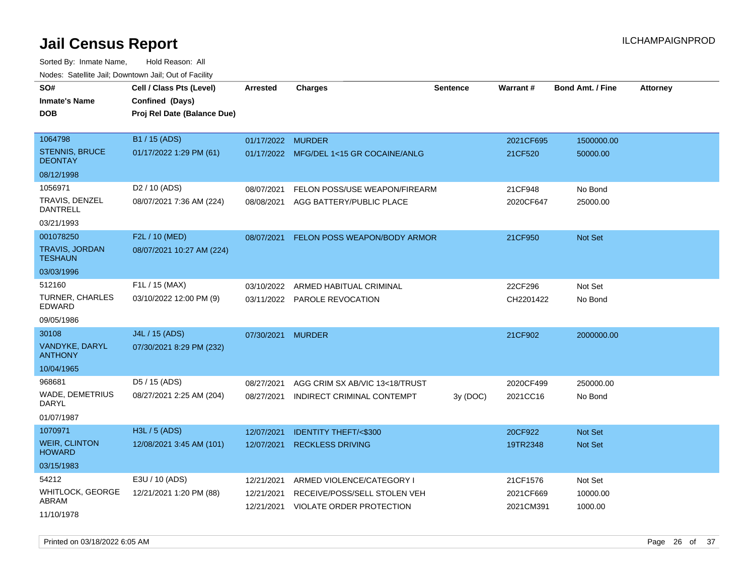# Jail Census Report

ILCHAMPAIGNPROD

Sorted By: Inmate Name, Hold Reason: All

Nodes: Satellite Jail; Downtown Jail; Out of Facility

| SO# / Inmate's Name / DOB | Cell / Class Pts (Level) / Confined (Days) / Proj Rel Date (Balance Due) | Arrested | Charges | Sentence | Warrant # | Bond Amt. / Fine | Attorney |
|---|---|---|---|---|---|---|---|
| 1064798<br>STENNIS, BRUCE DEONTAY<br>08/12/1998 | B1 / 15 (ADS)<br>01/17/2022 1:29 PM (61) | 01/17/2022 | MURDER | | 2021CF695 | 1500000.00 | |
| | | 01/17/2022 | MFG/DEL 1<15 GR COCAINE/ANLG | | 21CF520 | 50000.00 | |
| 1056971<br>TRAVIS, DENZEL DANTRELL<br>03/21/1993 | D2 / 10 (ADS)<br>08/07/2021 7:36 AM (224) | 08/07/2021 | FELON POSS/USE WEAPON/FIREARM | | 21CF948 | No Bond | |
| | | 08/08/2021 | AGG BATTERY/PUBLIC PLACE | | 2020CF647 | 25000.00 | |
| 001078250<br>TRAVIS, JORDAN TESHAUN<br>03/03/1996 | F2L / 10 (MED)<br>08/07/2021 10:27 AM (224) | 08/07/2021 | FELON POSS WEAPON/BODY ARMOR | | 21CF950 | Not Set | |
| 512160<br>TURNER, CHARLES EDWARD<br>09/05/1986 | F1L / 15 (MAX)<br>03/10/2022 12:00 PM (9) | 03/10/2022 | ARMED HABITUAL CRIMINAL | | 22CF296 | Not Set | |
| | | 03/11/2022 | PAROLE REVOCATION | | CH2201422 | No Bond | |
| 30108<br>VANDYKE, DARYL ANTHONY<br>10/04/1965 | J4L / 15 (ADS)<br>07/30/2021 8:29 PM (232) | 07/30/2021 | MURDER | | 21CF902 | 2000000.00 | |
| 968681<br>WADE, DEMETRIUS DARYL<br>01/07/1987 | D5 / 15 (ADS)<br>08/27/2021 2:25 AM (204) | 08/27/2021 | AGG CRIM SX AB/VIC 13<18/TRUST | | 2020CF499 | 250000.00 | |
| | | 08/27/2021 | INDIRECT CRIMINAL CONTEMPT | 3y (DOC) | 2021CC16 | No Bond | |
| 1070971<br>WEIR, CLINTON HOWARD<br>03/15/1983 | H3L / 5 (ADS)<br>12/08/2021 3:45 AM (101) | 12/07/2021 | IDENTITY THEFT/<$300 | | 20CF922 | Not Set | |
| | | 12/07/2021 | RECKLESS DRIVING | | 19TR2348 | Not Set | |
| 54212<br>WHITLOCK, GEORGE ABRAM<br>11/10/1978 | E3U / 10 (ADS)<br>12/21/2021 1:20 PM (88) | 12/21/2021 | ARMED VIOLENCE/CATEGORY I | | 21CF1576 | Not Set | |
| | | 12/21/2021 | RECEIVE/POSS/SELL STOLEN VEH | | 2021CF669 | 10000.00 | |
| | | 12/21/2021 | VIOLATE ORDER PROTECTION | | 2021CM391 | 1000.00 | |

Printed on 03/18/2022 6:05 AM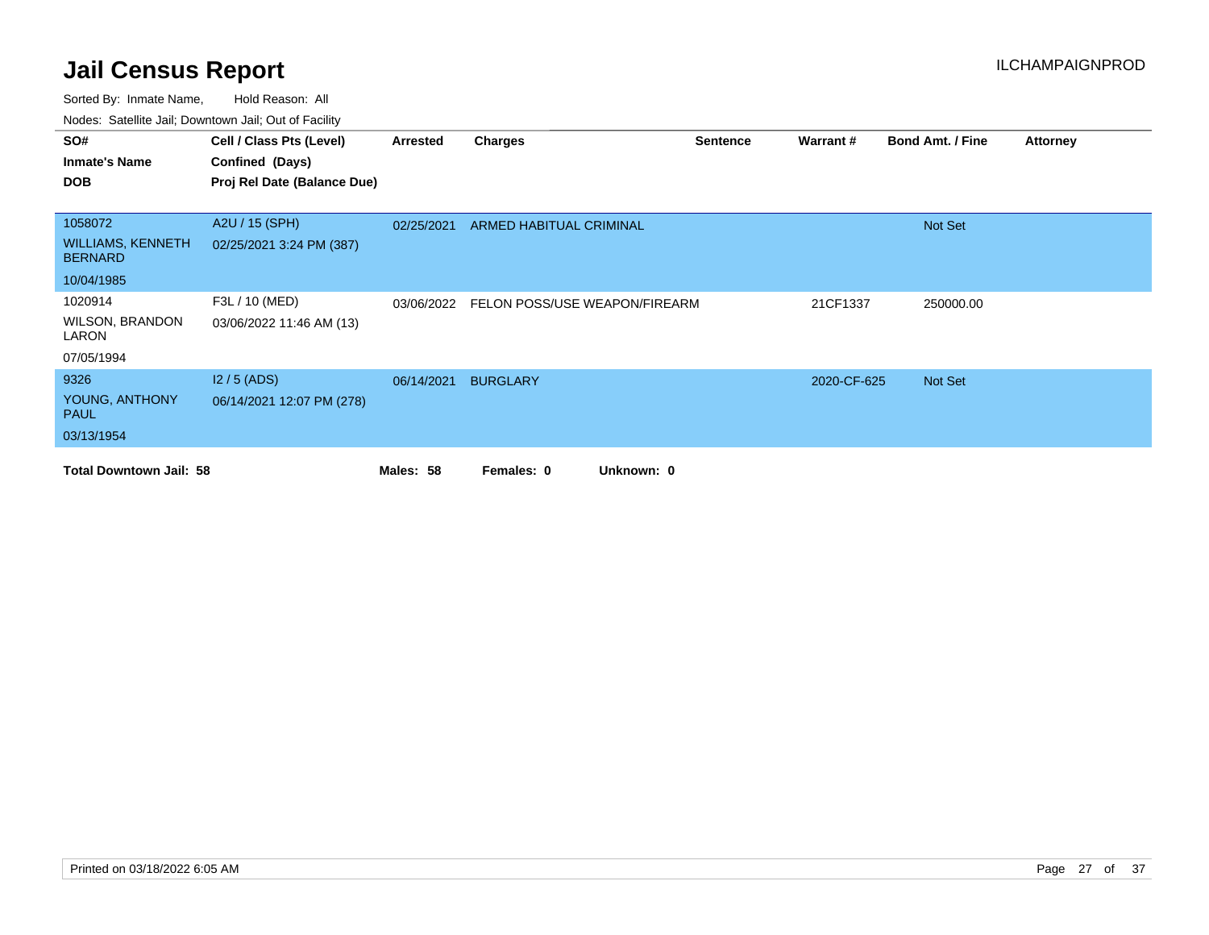# Jail Census Report

ILCHAMPAIGNPROD

Sorted By: Inmate Name, Hold Reason: All

Nodes: Satellite Jail; Downtown Jail; Out of Facility

| SO# / Inmate's Name / DOB | Cell / Class Pts (Level) / Confined (Days) / Proj Rel Date (Balance Due) | Arrested | Charges | Sentence | Warrant # | Bond Amt. / Fine | Attorney |
|---|---|---|---|---|---|---|---|
| 1058072<br>WILLIAMS, KENNETH BERNARD<br>10/04/1985 | A2U / 15 (SPH)<br>02/25/2021 3:24 PM (387) | 02/25/2021 | ARMED HABITUAL CRIMINAL | | | Not Set | |
| 1020914<br>WILSON, BRANDON LARON<br>07/05/1994 | F3L / 10 (MED)<br>03/06/2022 11:46 AM (13) | 03/06/2022 | FELON POSS/USE WEAPON/FIREARM | | 21CF1337 | 250000.00 | |
| 9326<br>YOUNG, ANTHONY PAUL<br>03/13/1954 | I2 / 5 (ADS)<br>06/14/2021 12:07 PM (278) | 06/14/2021 | BURGLARY | | 2020-CF-625 | Not Set | |

**Total Downtown Jail: 58** **Males: 58** **Females: 0** **Unknown: 0**

Printed on 03/18/2022 6:05 AM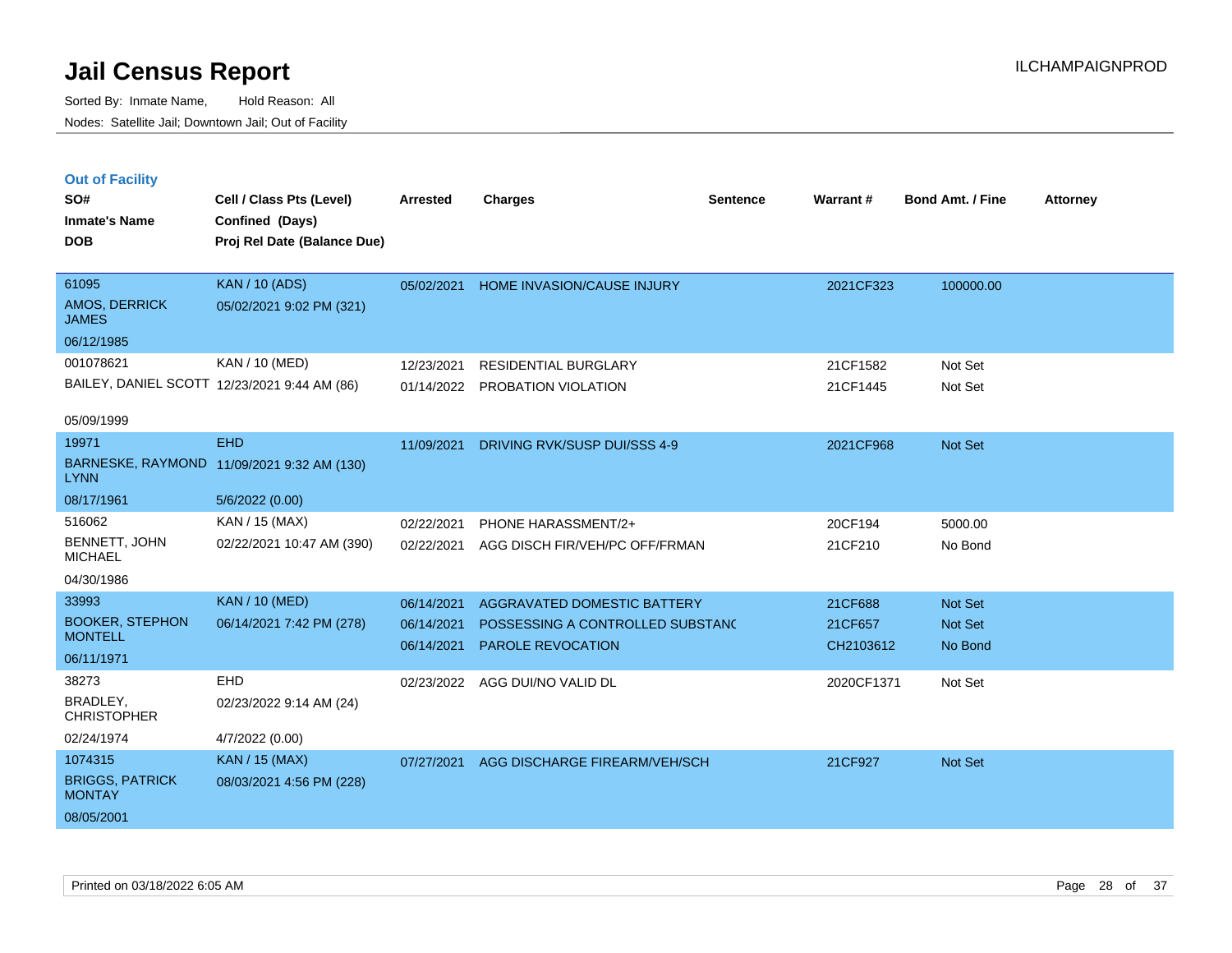# Jail Census Report

ILCHAMPAIGNPROD

Sorted By: Inmate Name, Hold Reason: All

Nodes: Satellite Jail; Downtown Jail; Out of Facility

## Out of Facility

| SO# / Inmate's Name / DOB | Cell / Class Pts (Level) / Confined (Days) / Proj Rel Date (Balance Due) | Arrested | Charges | Sentence | Warrant # | Bond Amt. / Fine | Attorney |
|---|---|---|---|---|---|---|---|
| 61095<br>AMOS, DERRICK JAMES<br>06/12/1985 | KAN / 10 (ADS)<br>05/02/2021 9:02 PM (321) | 05/02/2021 | HOME INVASION/CAUSE INJURY | | 2021CF323 | 100000.00 | |
| 001078621<br>BAILEY, DANIEL SCOTT<br>05/09/1999 | KAN / 10 (MED)<br>12/23/2021 9:44 AM (86) | 12/23/2021 | RESIDENTIAL BURGLARY | | 21CF1582 | Not Set | |
| | | 01/14/2022 | PROBATION VIOLATION | | 21CF1445 | Not Set | |
| 19971<br>BARNESKE, RAYMOND LYNN<br>08/17/1961 | EHD<br>11/09/2021 9:32 AM (130)<br>5/6/2022 (0.00) | 11/09/2021 | DRIVING RVK/SUSP DUI/SSS 4-9 | | 2021CF968 | Not Set | |
| 516062<br>BENNETT, JOHN MICHAEL<br>04/30/1986 | KAN / 15 (MAX)<br>02/22/2021 10:47 AM (390) | 02/22/2021 | PHONE HARASSMENT/2+ | | 20CF194 | 5000.00 | |
| | | 02/22/2021 | AGG DISCH FIR/VEH/PC OFF/FRMAN | | 21CF210 | No Bond | |
| 33993<br>BOOKER, STEPHON MONTELL<br>06/11/1971 | KAN / 10 (MED)<br>06/14/2021 7:42 PM (278) | 06/14/2021 | AGGRAVATED DOMESTIC BATTERY | | 21CF688 | Not Set | |
| | | 06/14/2021 | POSSESSING A CONTROLLED SUBSTANC | | 21CF657 | Not Set | |
| | | 06/14/2021 | PAROLE REVOCATION | | CH2103612 | No Bond | |
| 38273<br>BRADLEY, CHRISTOPHER<br>02/24/1974 | EHD<br>02/23/2022 9:14 AM (24)<br>4/7/2022 (0.00) | 02/23/2022 | AGG DUI/NO VALID DL | | 2020CF1371 | Not Set | |
| 1074315<br>BRIGGS, PATRICK MONTAY<br>08/05/2001 | KAN / 15 (MAX)<br>08/03/2021 4:56 PM (228) | 07/27/2021 | AGG DISCHARGE FIREARM/VEH/SCH | | 21CF927 | Not Set | |

Printed on 03/18/2022 6:05 AM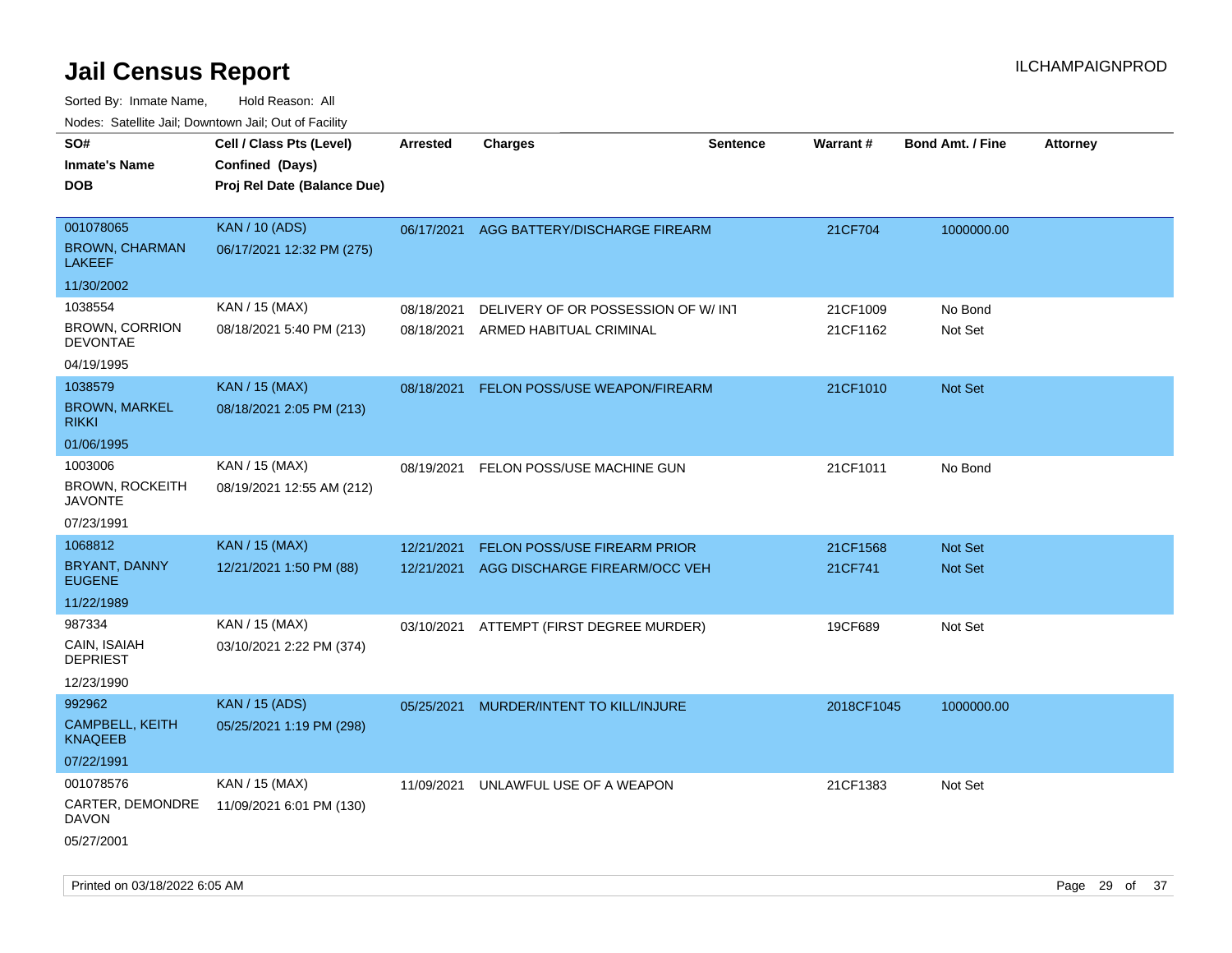# Jail Census Report

ILCHAMPAIGNPROD

Sorted By: Inmate Name, Hold Reason: All

Nodes: Satellite Jail; Downtown Jail; Out of Facility

| SO# / Inmate's Name / DOB | Cell / Class Pts (Level) / Confined (Days) / Proj Rel Date (Balance Due) | Arrested | Charges | Sentence | Warrant # | Bond Amt. / Fine | Attorney |
|---|---|---|---|---|---|---|---|
| 001078065<br>BROWN, CHARMAN LAKEEF<br>11/30/2002 | KAN / 10 (ADS)<br>06/17/2021 12:32 PM (275) | 06/17/2021 | AGG BATTERY/DISCHARGE FIREARM | | 21CF704 | 1000000.00 | |
| 1038554<br>BROWN, CORRION DEVONTAE<br>04/19/1995 | KAN / 15 (MAX)<br>08/18/2021 5:40 PM (213) | 08/18/2021<br>08/18/2021 | DELIVERY OF OR POSSESSION OF W/ INT<br>ARMED HABITUAL CRIMINAL | | 21CF1009<br>21CF1162 | No Bond<br>Not Set | |
| 1038579<br>BROWN, MARKEL RIKKI<br>01/06/1995 | KAN / 15 (MAX)<br>08/18/2021 2:05 PM (213) | 08/18/2021 | FELON POSS/USE WEAPON/FIREARM | | 21CF1010 | Not Set | |
| 1003006<br>BROWN, ROCKEITH JAVONTE<br>07/23/1991 | KAN / 15 (MAX)<br>08/19/2021 12:55 AM (212) | 08/19/2021 | FELON POSS/USE MACHINE GUN | | 21CF1011 | No Bond | |
| 1068812<br>BRYANT, DANNY EUGENE<br>11/22/1989 | KAN / 15 (MAX)<br>12/21/2021 1:50 PM (88) | 12/21/2021<br>12/21/2021 | FELON POSS/USE FIREARM PRIOR<br>AGG DISCHARGE FIREARM/OCC VEH | | 21CF1568<br>21CF741 | Not Set<br>Not Set | |
| 987334<br>CAIN, ISAIAH DEPRIEST<br>12/23/1990 | KAN / 15 (MAX)<br>03/10/2021 2:22 PM (374) | 03/10/2021 | ATTEMPT (FIRST DEGREE MURDER) | | 19CF689 | Not Set | |
| 992962<br>CAMPBELL, KEITH KNAQEEB<br>07/22/1991 | KAN / 15 (ADS)<br>05/25/2021 1:19 PM (298) | 05/25/2021 | MURDER/INTENT TO KILL/INJURE | | 2018CF1045 | 1000000.00 | |
| 001078576<br>CARTER, DEMONDRE DAVON<br>05/27/2001 | KAN / 15 (MAX)<br>11/09/2021 6:01 PM (130) | 11/09/2021 | UNLAWFUL USE OF A WEAPON | | 21CF1383 | Not Set | |

Printed on 03/18/2022 6:05 AM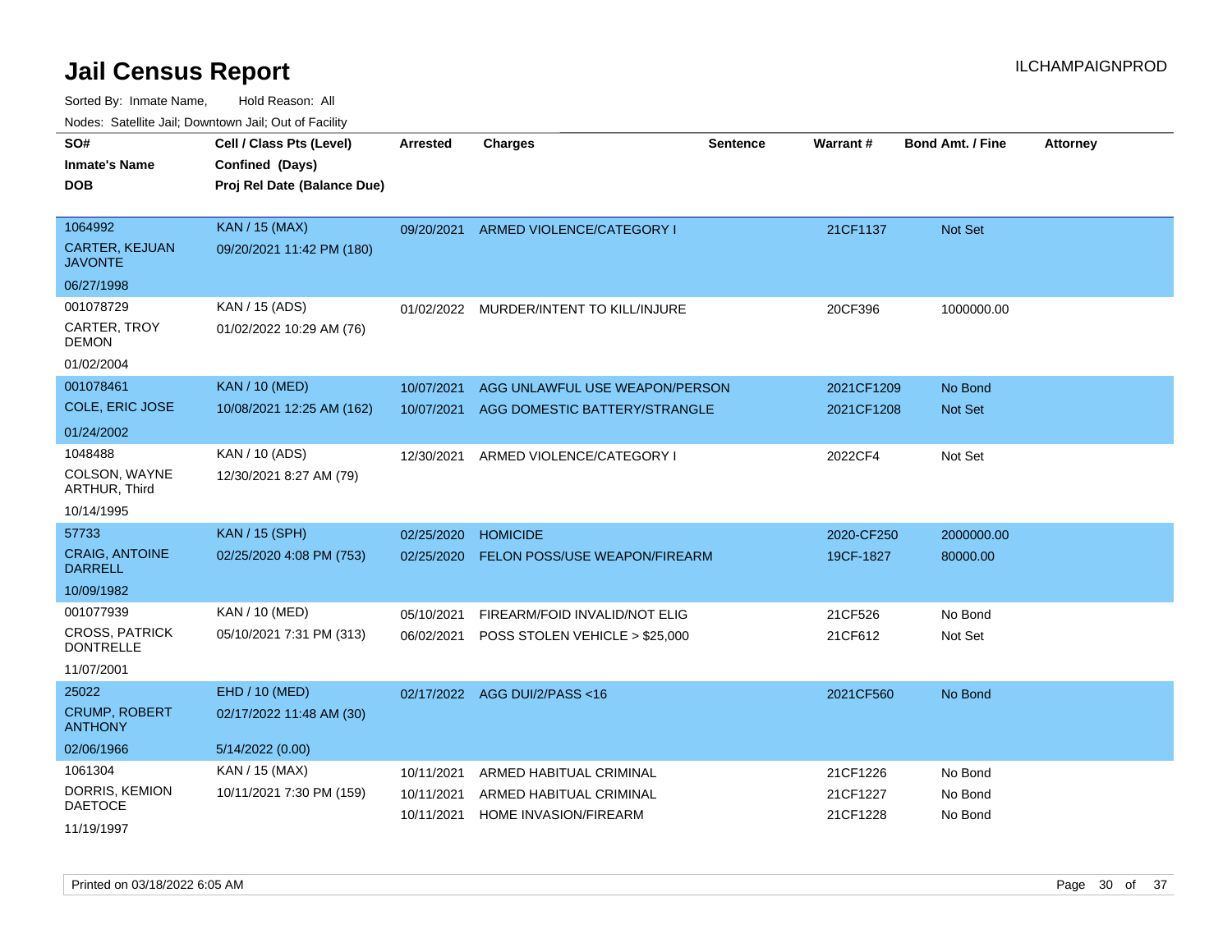# Jail Census Report

ILCHAMPAIGNPROD

Sorted By: Inmate Name, Hold Reason: All

Nodes: Satellite Jail; Downtown Jail; Out of Facility

| SO# / Inmate's Name / DOB | Cell / Class Pts (Level) / Confined (Days) / Proj Rel Date (Balance Due) | Arrested | Charges | Sentence | Warrant # | Bond Amt. / Fine | Attorney |
|---|---|---|---|---|---|---|---|
| 1064992<br>CARTER, KEJUAN JAVONTE<br>06/27/1998 | KAN / 15 (MAX)<br>09/20/2021 11:42 PM (180) | 09/20/2021 | ARMED VIOLENCE/CATEGORY I | | 21CF1137 | Not Set | |
| 001078729<br>CARTER, TROY DEMON<br>01/02/2004 | KAN / 15 (ADS)<br>01/02/2022 10:29 AM (76) | 01/02/2022 | MURDER/INTENT TO KILL/INJURE | | 20CF396 | 1000000.00 | |
| 001078461<br>COLE, ERIC JOSE<br>01/24/2002 | KAN / 10 (MED)<br>10/08/2021 12:25 AM (162) | 10/07/2021<br>10/07/2021 | AGG UNLAWFUL USE WEAPON/PERSON<br>AGG DOMESTIC BATTERY/STRANGLE | | 2021CF1209<br>2021CF1208 | No Bond<br>Not Set | |
| 1048488<br>COLSON, WAYNE ARTHUR, Third<br>10/14/1995 | KAN / 10 (ADS)<br>12/30/2021 8:27 AM (79) | 12/30/2021 | ARMED VIOLENCE/CATEGORY I | | 2022CF4 | Not Set | |
| 57733<br>CRAIG, ANTOINE DARRELL<br>10/09/1982 | KAN / 15 (SPH)<br>02/25/2020 4:08 PM (753) | 02/25/2020<br>02/25/2020 | HOMICIDE<br>FELON POSS/USE WEAPON/FIREARM | | 2020-CF250<br>19CF-1827 | 2000000.00<br>80000.00 | |
| 001077939<br>CROSS, PATRICK DONTRELLE<br>11/07/2001 | KAN / 10 (MED)<br>05/10/2021 7:31 PM (313) | 05/10/2021<br>06/02/2021 | FIREARM/FOID INVALID/NOT ELIG<br>POSS STOLEN VEHICLE > $25,000 | | 21CF526<br>21CF612 | No Bond<br>Not Set | |
| 25022<br>CRUMP, ROBERT ANTHONY<br>02/06/1966 | EHD / 10 (MED)<br>02/17/2022 11:48 AM (30)<br>5/14/2022 (0.00) | 02/17/2022 | AGG DUI/2/PASS <16 | | 2021CF560 | No Bond | |
| 1061304<br>DORRIS, KEMION DAETOCE<br>11/19/1997 | KAN / 15 (MAX)<br>10/11/2021 7:30 PM (159) | 10/11/2021<br>10/11/2021<br>10/11/2021 | ARMED HABITUAL CRIMINAL<br>ARMED HABITUAL CRIMINAL<br>HOME INVASION/FIREARM | | 21CF1226<br>21CF1227<br>21CF1228 | No Bond<br>No Bond<br>No Bond | |

Printed on 03/18/2022 6:05 AM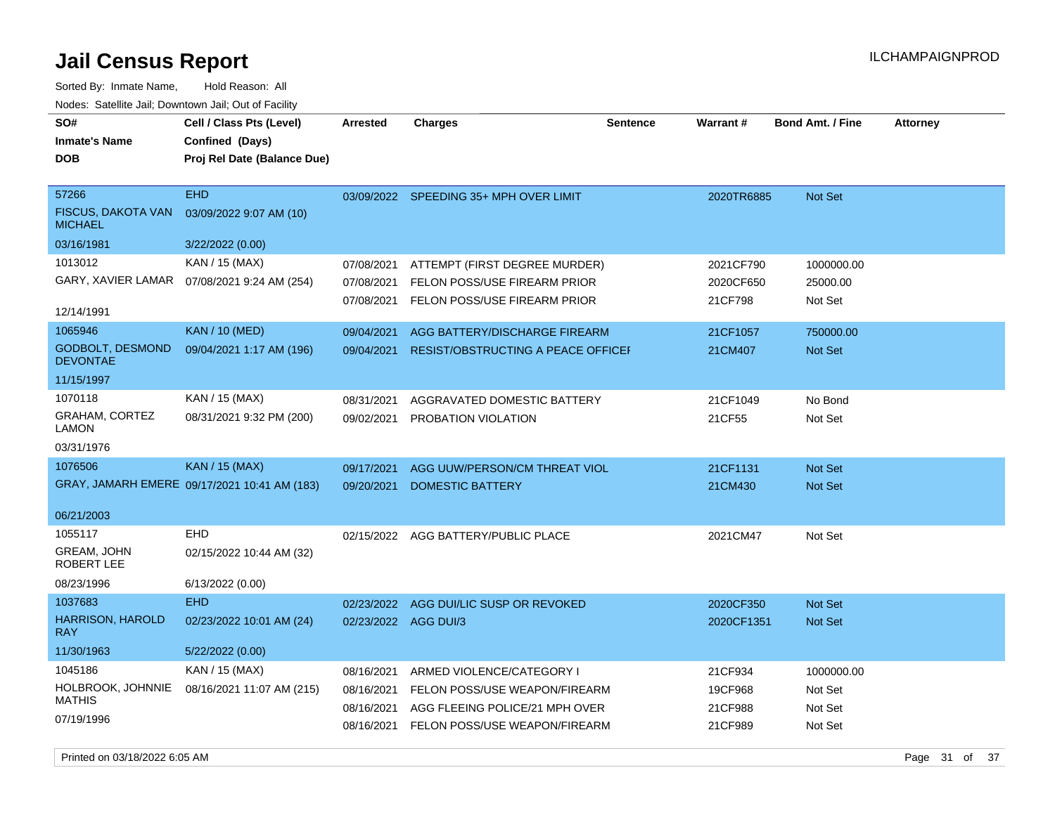# Jail Census Report

Sorted By: Inmate Name, Hold Reason: All

Nodes: Satellite Jail; Downtown Jail; Out of Facility

| SO# / Inmate's Name / DOB | Cell / Class Pts (Level) / Confined (Days) / Proj Rel Date (Balance Due) | Arrested | Charges | Sentence | Warrant # | Bond Amt. / Fine | Attorney |
|---|---|---|---|---|---|---|---|
| 57266<br>FISCUS, DAKOTA VAN MICHAEL<br>03/16/1981 | EHD<br>03/09/2022 9:07 AM (10)<br>3/22/2022 (0.00) | 03/09/2022 | SPEEDING 35+ MPH OVER LIMIT | | 2020TR6885 | Not Set | |
| 1013012<br>GARY, XAVIER LAMAR<br>12/14/1991 | KAN / 15 (MAX)<br>07/08/2021 9:24 AM (254) | 07/08/2021 | ATTEMPT (FIRST DEGREE MURDER) | | 2021CF790 | 1000000.00 | |
| | | 07/08/2021 | FELON POSS/USE FIREARM PRIOR | | 2020CF650 | 25000.00 | |
| | | 07/08/2021 | FELON POSS/USE FIREARM PRIOR | | 21CF798 | Not Set | |
| 1065946<br>GODBOLT, DESMOND DEVONTAE<br>11/15/1997 | KAN / 10 (MED)<br>09/04/2021 1:17 AM (196) | 09/04/2021 | AGG BATTERY/DISCHARGE FIREARM | | 21CF1057 | 750000.00 | |
| | | 09/04/2021 | RESIST/OBSTRUCTING A PEACE OFFICEI | | 21CM407 | Not Set | |
| 1070118<br>GRAHAM, CORTEZ LAMON<br>03/31/1976 | KAN / 15 (MAX)<br>08/31/2021 9:32 PM (200) | 08/31/2021 | AGGRAVATED DOMESTIC BATTERY | | 21CF1049 | No Bond | |
| | | 09/02/2021 | PROBATION VIOLATION | | 21CF55 | Not Set | |
| 1076506<br>GRAY, JAMARH EMERE<br>06/21/2003 | KAN / 15 (MAX)<br>09/17/2021 10:41 AM (183) | 09/17/2021 | AGG UUW/PERSON/CM THREAT VIOL | | 21CF1131 | Not Set | |
| | | 09/20/2021 | DOMESTIC BATTERY | | 21CM430 | Not Set | |
| 1055117<br>GREAM, JOHN ROBERT LEE<br>08/23/1996 | EHD<br>02/15/2022 10:44 AM (32)<br>6/13/2022 (0.00) | 02/15/2022 | AGG BATTERY/PUBLIC PLACE | | 2021CM47 | Not Set | |
| 1037683<br>HARRISON, HAROLD RAY<br>11/30/1963 | EHD<br>02/23/2022 10:01 AM (24)<br>5/22/2022 (0.00) | 02/23/2022 | AGG DUI/LIC SUSP OR REVOKED | | 2020CF350 | Not Set | |
| | | 02/23/2022 | AGG DUI/3 | | 2020CF1351 | Not Set | |
| 1045186<br>HOLBROOK, JOHNNIE MATHIS<br>07/19/1996 | KAN / 15 (MAX)<br>08/16/2021 11:07 AM (215) | 08/16/2021 | ARMED VIOLENCE/CATEGORY I | | 21CF934 | 1000000.00 | |
| | | 08/16/2021 | FELON POSS/USE WEAPON/FIREARM | | 19CF968 | Not Set | |
| | | 08/16/2021 | AGG FLEEING POLICE/21 MPH OVER | | 21CF988 | Not Set | |
| | | 08/16/2021 | FELON POSS/USE WEAPON/FIREARM | | 21CF989 | Not Set | |

Printed on 03/18/2022 6:05 AM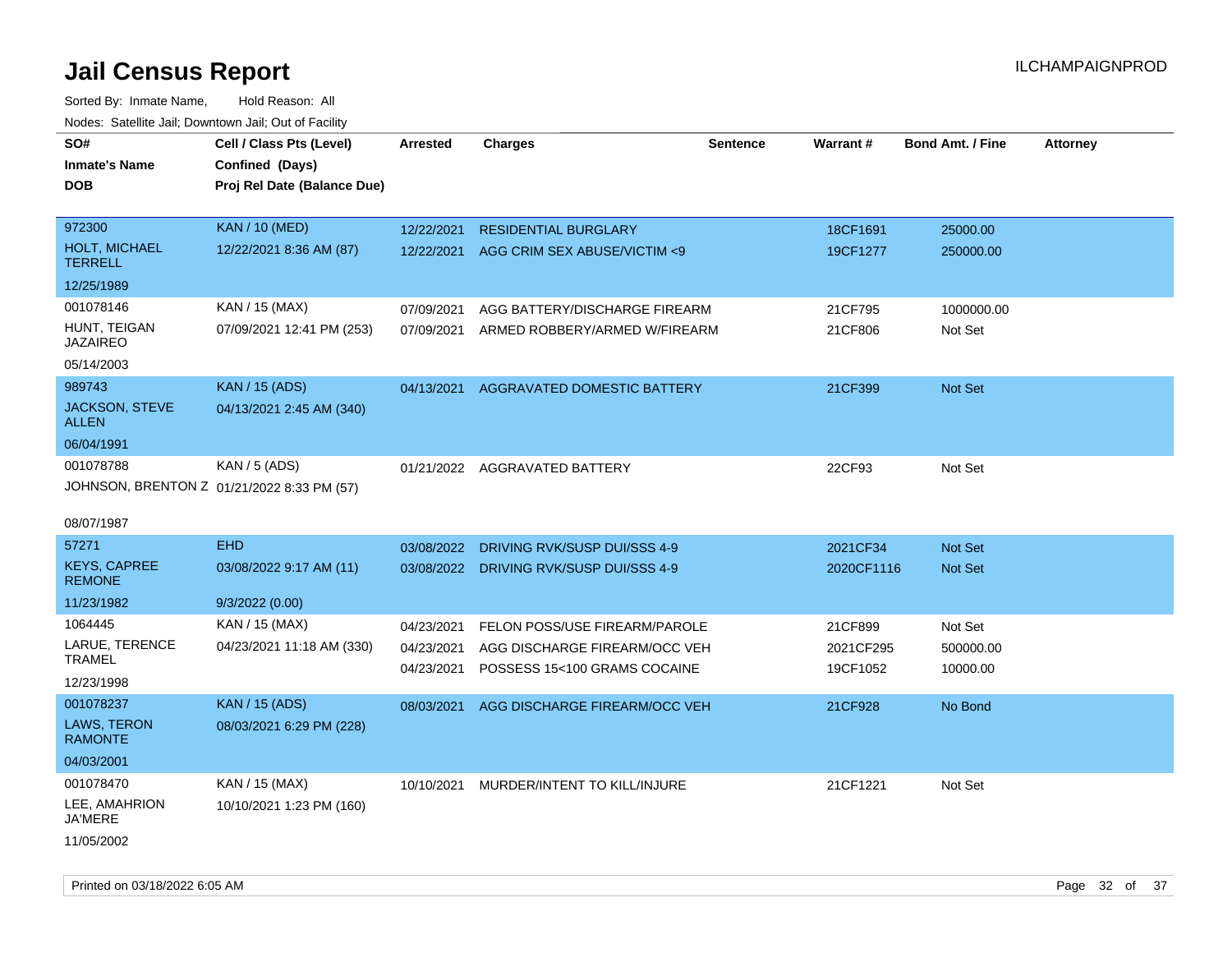# Jail Census Report

ILCHAMPAIGNPROD

Sorted By: Inmate Name, Hold Reason: All

Nodes: Satellite Jail; Downtown Jail; Out of Facility

| SO# / Inmate's Name / DOB | Cell / Class Pts (Level) / Confined (Days) / Proj Rel Date (Balance Due) | Arrested | Charges | Sentence | Warrant # | Bond Amt. / Fine | Attorney |
|---|---|---|---|---|---|---|---|
| 972300<br>HOLT, MICHAEL TERRELL<br>12/25/1989 | KAN / 10 (MED)<br>12/22/2021 8:36 AM (87) | 12/22/2021<br>12/22/2021 | RESIDENTIAL BURGLARY<br>AGG CRIM SEX ABUSE/VICTIM <9 | | 18CF1691<br>19CF1277 | 25000.00<br>250000.00 | |
| 001078146<br>HUNT, TEIGAN JAZAIREO<br>05/14/2003 | KAN / 15 (MAX)<br>07/09/2021 12:41 PM (253) | 07/09/2021<br>07/09/2021 | AGG BATTERY/DISCHARGE FIREARM<br>ARMED ROBBERY/ARMED W/FIREARM | | 21CF795<br>21CF806 | 1000000.00<br>Not Set | |
| 989743<br>JACKSON, STEVE ALLEN<br>06/04/1991 | KAN / 15 (ADS)<br>04/13/2021 2:45 AM (340) | 04/13/2021 | AGGRAVATED DOMESTIC BATTERY | | 21CF399 | Not Set | |
| 001078788<br>JOHNSON, BRENTON Z<br>08/07/1987 | KAN / 5 (ADS)<br>01/21/2022 8:33 PM (57) | 01/21/2022 | AGGRAVATED BATTERY | | 22CF93 | Not Set | |
| 57271<br>KEYS, CAPREE REMONE<br>11/23/1982 | EHD<br>03/08/2022 9:17 AM (11)<br>9/3/2022 (0.00) | 03/08/2022<br>03/08/2022 | DRIVING RVK/SUSP DUI/SSS 4-9<br>DRIVING RVK/SUSP DUI/SSS 4-9 | | 2021CF34<br>2020CF1116 | Not Set<br>Not Set | |
| 1064445<br>LARUE, TERENCE TRAMEL<br>12/23/1998 | KAN / 15 (MAX)<br>04/23/2021 11:18 AM (330) | 04/23/2021<br>04/23/2021<br>04/23/2021 | FELON POSS/USE FIREARM/PAROLE<br>AGG DISCHARGE FIREARM/OCC VEH<br>POSSESS 15<100 GRAMS COCAINE | | 21CF899<br>2021CF295<br>19CF1052 | Not Set<br>500000.00<br>10000.00 | |
| 001078237<br>LAWS, TERON RAMONTE<br>04/03/2001 | KAN / 15 (ADS)<br>08/03/2021 6:29 PM (228) | 08/03/2021 | AGG DISCHARGE FIREARM/OCC VEH | | 21CF928 | No Bond | |
| 001078470<br>LEE, AMAHRION JA'MERE<br>11/05/2002 | KAN / 15 (MAX)<br>10/10/2021 1:23 PM (160) | 10/10/2021 | MURDER/INTENT TO KILL/INJURE | | 21CF1221 | Not Set | |

Printed on 03/18/2022 6:05 AM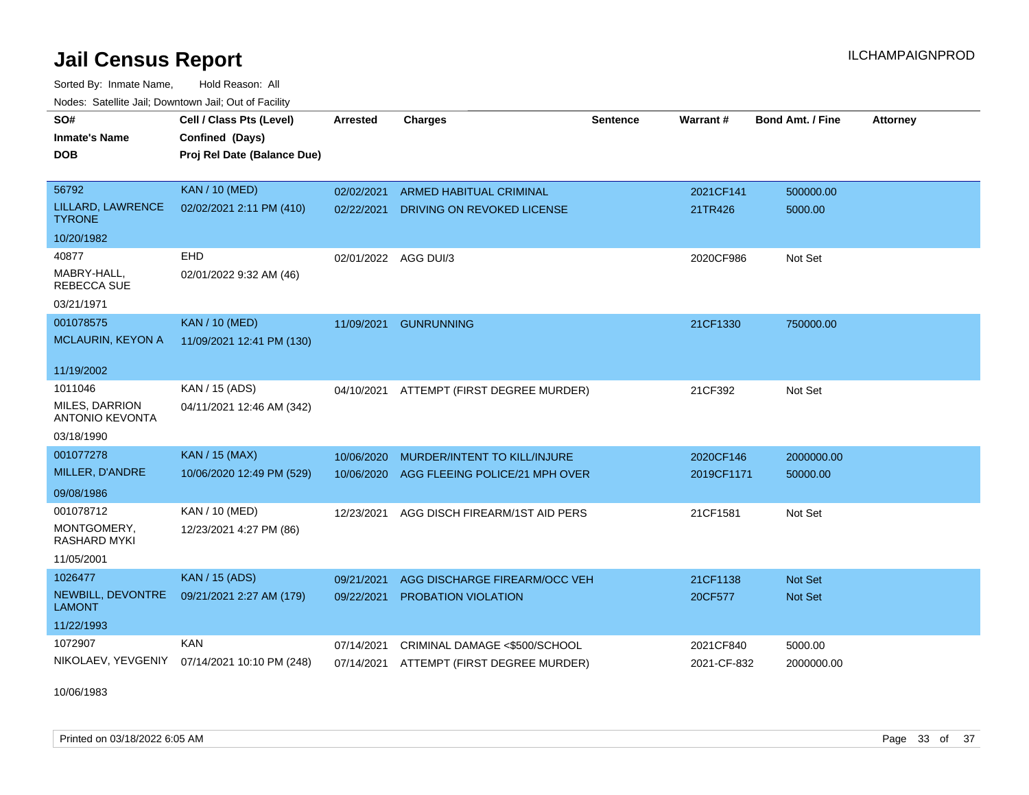# Jail Census Report

ILCHAMPAIGNPROD

Sorted By: Inmate Name, Hold Reason: All

Nodes: Satellite Jail; Downtown Jail; Out of Facility

| SO# / Inmate's Name / DOB | Cell / Class Pts (Level) / Confined (Days) / Proj Rel Date (Balance Due) | Arrested | Charges | Sentence | Warrant # | Bond Amt. / Fine | Attorney |
|---|---|---|---|---|---|---|---|
| 56792<br>LILLARD, LAWRENCE TYRONE<br>10/20/1982 | KAN / 10 (MED)<br>02/02/2021 2:11 PM (410) | 02/02/2021<br>02/22/2021 | ARMED HABITUAL CRIMINAL<br>DRIVING ON REVOKED LICENSE | | 2021CF141<br>21TR426 | 500000.00<br>5000.00 | |
| 40877<br>MABRY-HALL, REBECCA SUE<br>03/21/1971 | EHD<br>02/01/2022 9:32 AM (46) | 02/01/2022 | AGG DUI/3 | | 2020CF986 | Not Set | |
| 001078575<br>MCLAURIN, KEYON A<br>11/19/2002 | KAN / 10 (MED)<br>11/09/2021 12:41 PM (130) | 11/09/2021 | GUNRUNNING | | 21CF1330 | 750000.00 | |
| 1011046<br>MILES, DARRION ANTONIO KEVONTA<br>03/18/1990 | KAN / 15 (ADS)<br>04/11/2021 12:46 AM (342) | 04/10/2021 | ATTEMPT (FIRST DEGREE MURDER) | | 21CF392 | Not Set | |
| 001077278<br>MILLER, D'ANDRE<br>09/08/1986 | KAN / 15 (MAX)<br>10/06/2020 12:49 PM (529) | 10/06/2020<br>10/06/2020 | MURDER/INTENT TO KILL/INJURE<br>AGG FLEEING POLICE/21 MPH OVER | | 2020CF146<br>2019CF1171 | 2000000.00<br>50000.00 | |
| 001078712<br>MONTGOMERY, RASHARD MYKI<br>11/05/2001 | KAN / 10 (MED)<br>12/23/2021 4:27 PM (86) | 12/23/2021 | AGG DISCH FIREARM/1ST AID PERS | | 21CF1581 | Not Set | |
| 1026477<br>NEWBILL, DEVONTRE LAMONT<br>11/22/1993 | KAN / 15 (ADS)<br>09/21/2021 2:27 AM (179) | 09/21/2021<br>09/22/2021 | AGG DISCHARGE FIREARM/OCC VEH<br>PROBATION VIOLATION | | 21CF1138<br>20CF577 | Not Set<br>Not Set | |
| 1072907<br>NIKOLAEV, YEVGENIY<br>10/06/1983 | KAN<br>07/14/2021 10:10 PM (248) | 07/14/2021<br>07/14/2021 | CRIMINAL DAMAGE <$500/SCHOOL<br>ATTEMPT (FIRST DEGREE MURDER) | | 2021CF840<br>2021-CF-832 | 5000.00<br>2000000.00 | |

Printed on 03/18/2022 6:05 AM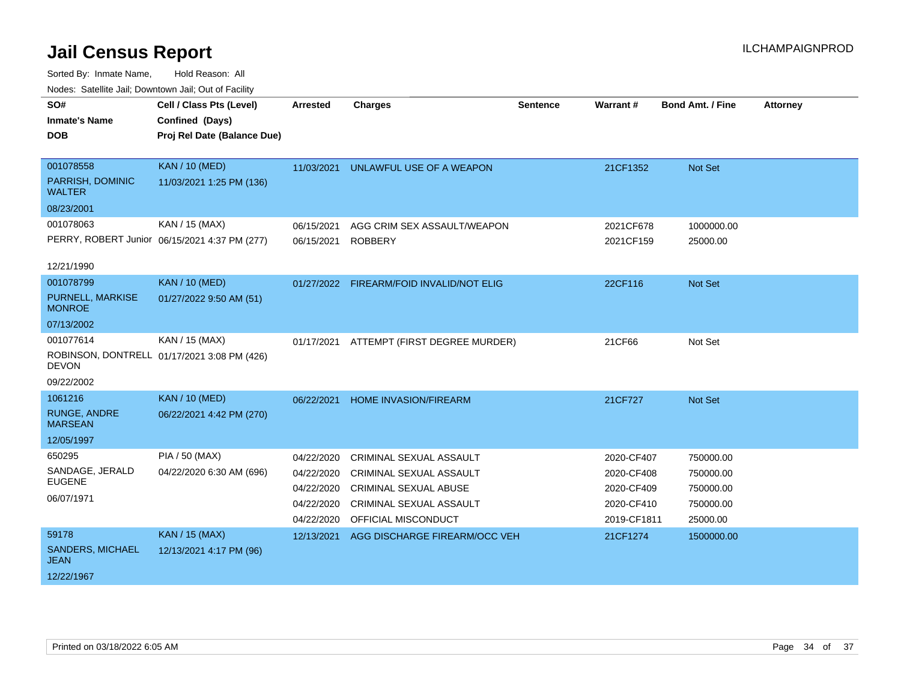# Jail Census Report

ILCHAMPAIGNPROD

Sorted By: Inmate Name, Hold Reason: All

Nodes: Satellite Jail; Downtown Jail; Out of Facility

| SO# / Inmate's Name / DOB | Cell / Class Pts (Level) / Confined (Days) / Proj Rel Date (Balance Due) | Arrested | Charges | Sentence | Warrant # | Bond Amt. / Fine | Attorney |
|---|---|---|---|---|---|---|---|
| 001078558<br>PARRISH, DOMINIC WALTER<br>08/23/2001 | KAN / 10 (MED)<br>11/03/2021 1:25 PM (136) | 11/03/2021 | UNLAWFUL USE OF A WEAPON | | 21CF1352 | Not Set | |
| 001078063<br>PERRY, ROBERT Junior<br>12/21/1990 | KAN / 15 (MAX)<br>06/15/2021 4:37 PM (277) | 06/15/2021 | AGG CRIM SEX ASSAULT/WEAPON | | 2021CF678 | 1000000.00 | |
| | | 06/15/2021 | ROBBERY | | 2021CF159 | 25000.00 | |
| 001078799<br>PURNELL, MARKISE MONROE<br>07/13/2002 | KAN / 10 (MED)<br>01/27/2022 9:50 AM (51) | 01/27/2022 | FIREARM/FOID INVALID/NOT ELIG | | 22CF116 | Not Set | |
| 001077614<br>ROBINSON, DONTRELL DEVON<br>09/22/2002 | KAN / 15 (MAX)<br>01/17/2021 3:08 PM (426) | 01/17/2021 | ATTEMPT (FIRST DEGREE MURDER) | | 21CF66 | Not Set | |
| 1061216<br>RUNGE, ANDRE MARSEAN<br>12/05/1997 | KAN / 10 (MED)<br>06/22/2021 4:42 PM (270) | 06/22/2021 | HOME INVASION/FIREARM | | 21CF727 | Not Set | |
| 650295<br>SANDAGE, JERALD EUGENE<br>06/07/1971 | PIA / 50 (MAX)<br>04/22/2020 6:30 AM (696) | 04/22/2020 | CRIMINAL SEXUAL ASSAULT | | 2020-CF407 | 750000.00 | |
| | | 04/22/2020 | CRIMINAL SEXUAL ASSAULT | | 2020-CF408 | 750000.00 | |
| | | 04/22/2020 | CRIMINAL SEXUAL ABUSE | | 2020-CF409 | 750000.00 | |
| | | 04/22/2020 | CRIMINAL SEXUAL ASSAULT | | 2020-CF410 | 750000.00 | |
| | | 04/22/2020 | OFFICIAL MISCONDUCT | | 2019-CF1811 | 25000.00 | |
| 59178<br>SANDERS, MICHAEL JEAN<br>12/22/1967 | KAN / 15 (MAX)<br>12/13/2021 4:17 PM (96) | 12/13/2021 | AGG DISCHARGE FIREARM/OCC VEH | | 21CF1274 | 1500000.00 | |

Printed on 03/18/2022 6:05 AM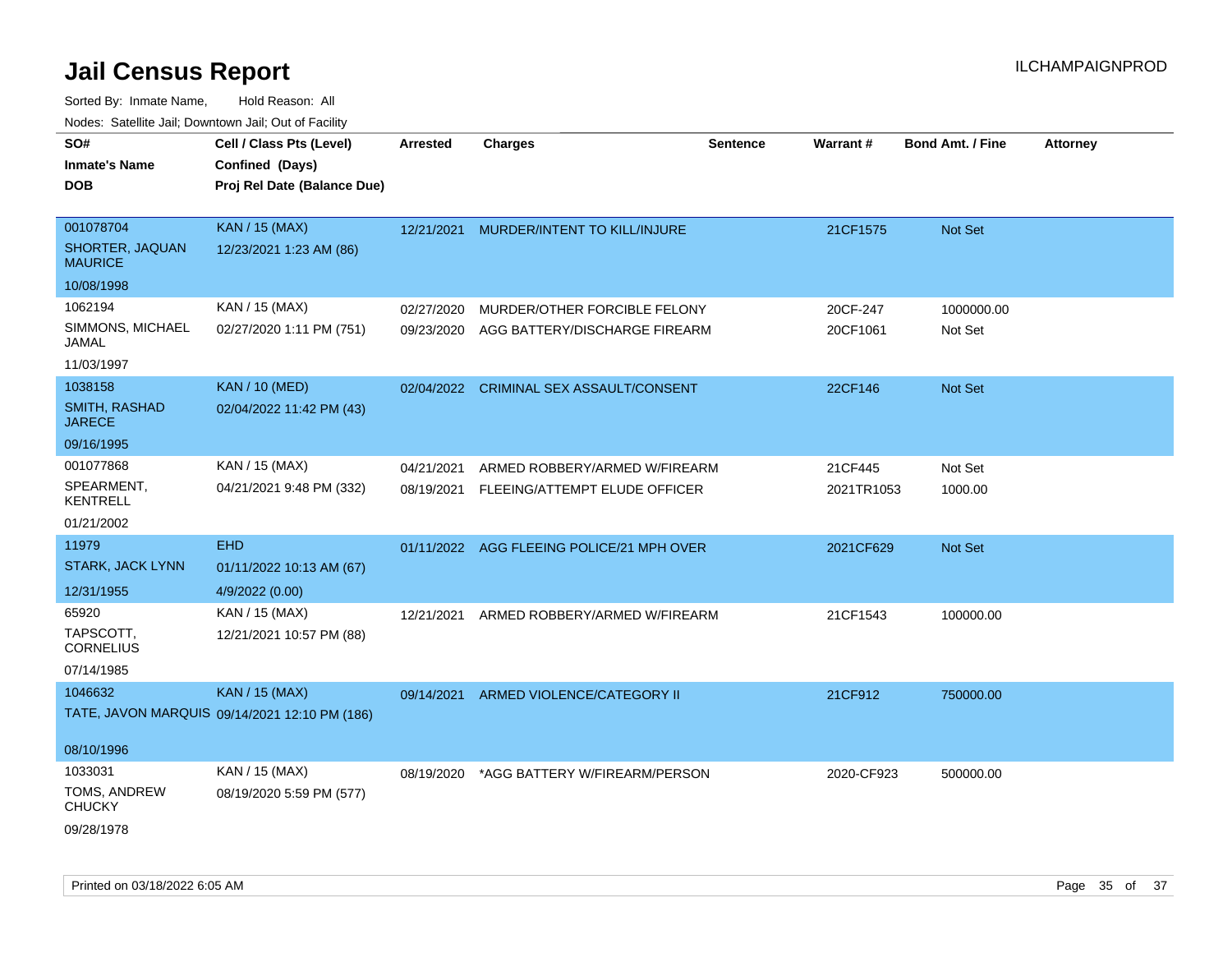# Jail Census Report

ILCHAMPAIGNPROD

Sorted By: Inmate Name, Hold Reason: All

Nodes: Satellite Jail; Downtown Jail; Out of Facility

| SO# / Inmate's Name / DOB | Cell / Class Pts (Level) / Confined (Days) / Proj Rel Date (Balance Due) | Arrested | Charges | Sentence | Warrant # | Bond Amt. / Fine | Attorney |
|---|---|---|---|---|---|---|---|
| 001078704<br>SHORTER, JAQUAN MAURICE<br>10/08/1998 | KAN / 15 (MAX)<br>12/23/2021 1:23 AM (86) | 12/21/2021 | MURDER/INTENT TO KILL/INJURE | | 21CF1575 | Not Set | |
| 1062194<br>SIMMONS, MICHAEL JAMAL<br>11/03/1997 | KAN / 15 (MAX)<br>02/27/2020 1:11 PM (751) | 02/27/2020 | MURDER/OTHER FORCIBLE FELONY | | 20CF-247 | 1000000.00 | |
| | | 09/23/2020 | AGG BATTERY/DISCHARGE FIREARM | | 20CF1061 | Not Set | |
| 1038158<br>SMITH, RASHAD JARECE<br>09/16/1995 | KAN / 10 (MED)<br>02/04/2022 11:42 PM (43) | 02/04/2022 | CRIMINAL SEX ASSAULT/CONSENT | | 22CF146 | Not Set | |
| 001077868<br>SPEARMENT, KENTRELL<br>01/21/2002 | KAN / 15 (MAX)<br>04/21/2021 9:48 PM (332) | 04/21/2021 | ARMED ROBBERY/ARMED W/FIREARM | | 21CF445 | Not Set | |
| | | 08/19/2021 | FLEEING/ATTEMPT ELUDE OFFICER | | 2021TR1053 | 1000.00 | |
| 11979<br>STARK, JACK LYNN<br>12/31/1955 | EHD<br>01/11/2022 10:13 AM (67)<br>4/9/2022 (0.00) | 01/11/2022 | AGG FLEEING POLICE/21 MPH OVER | | 2021CF629 | Not Set | |
| 65920<br>TAPSCOTT, CORNELIUS<br>07/14/1985 | KAN / 15 (MAX)<br>12/21/2021 10:57 PM (88) | 12/21/2021 | ARMED ROBBERY/ARMED W/FIREARM | | 21CF1543 | 100000.00 | |
| 1046632<br>TATE, JAVON MARQUIS<br>08/10/1996 | KAN / 15 (MAX)<br>09/14/2021 12:10 PM (186) | 09/14/2021 | ARMED VIOLENCE/CATEGORY II | | 21CF912 | 750000.00 | |
| 1033031<br>TOMS, ANDREW CHUCKY<br>09/28/1978 | KAN / 15 (MAX)<br>08/19/2020 5:59 PM (577) | 08/19/2020 | *AGG BATTERY W/FIREARM/PERSON | | 2020-CF923 | 500000.00 | |

Printed on 03/18/2022 6:05 AM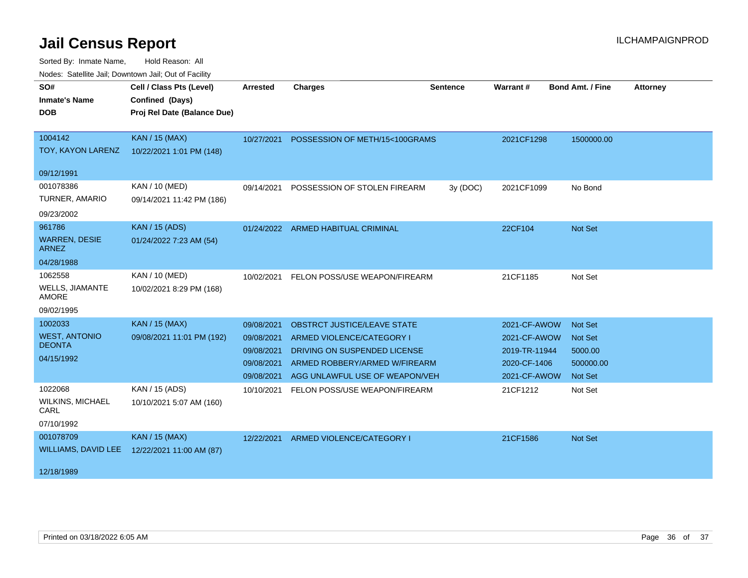# Jail Census Report

Sorted By: Inmate Name, Hold Reason: All

Nodes: Satellite Jail; Downtown Jail; Out of Facility

| SO# / Inmate's Name / DOB | Cell / Class Pts (Level) / Confined (Days) / Proj Rel Date (Balance Due) | Arrested | Charges | Sentence | Warrant # | Bond Amt. / Fine | Attorney |
|---|---|---|---|---|---|---|---|
| 1004142<br>TOY, KAYON LARENZ<br>09/12/1991 | KAN / 15 (MAX)<br>10/22/2021 1:01 PM (148) | 10/27/2021 | POSSESSION OF METH/15<100GRAMS | | 2021CF1298 | 1500000.00 | |
| 001078386<br>TURNER, AMARIO<br>09/23/2002 | KAN / 10 (MED)<br>09/14/2021 11:42 PM (186) | 09/14/2021 | POSSESSION OF STOLEN FIREARM | 3y (DOC) | 2021CF1099 | No Bond | |
| 961786<br>WARREN, DESIE ARNEZ<br>04/28/1988 | KAN / 15 (ADS)<br>01/24/2022 7:23 AM (54) | 01/24/2022 | ARMED HABITUAL CRIMINAL | | 22CF104 | Not Set | |
| 1062558<br>WELLS, JIAMANTE AMORE<br>09/02/1995 | KAN / 10 (MED)<br>10/02/2021 8:29 PM (168) | 10/02/2021 | FELON POSS/USE WEAPON/FIREARM | | 21CF1185 | Not Set | |
| 1002033<br>WEST, ANTONIO DEONTA<br>04/15/1992 | KAN / 15 (MAX)<br>09/08/2021 11:01 PM (192) | 09/08/2021 | OBSTRCT JUSTICE/LEAVE STATE | | 2021-CF-AWOW | Not Set | |
| | | 09/08/2021 | ARMED VIOLENCE/CATEGORY I | | 2021-CF-AWOW | Not Set | |
| | | 09/08/2021 | DRIVING ON SUSPENDED LICENSE | | 2019-TR-11944 | 5000.00 | |
| | | 09/08/2021 | ARMED ROBBERY/ARMED W/FIREARM | | 2020-CF-1406 | 500000.00 | |
| | | 09/08/2021 | AGG UNLAWFUL USE OF WEAPON/VEH | | 2021-CF-AWOW | Not Set | |
| 1022068<br>WILKINS, MICHAEL CARL<br>07/10/1992 | KAN / 15 (ADS)<br>10/10/2021 5:07 AM (160) | 10/10/2021 | FELON POSS/USE WEAPON/FIREARM | | 21CF1212 | Not Set | |
| 001078709<br>WILLIAMS, DAVID LEE<br>12/18/1989 | KAN / 15 (MAX)<br>12/22/2021 11:00 AM (87) | 12/22/2021 | ARMED VIOLENCE/CATEGORY I | | 21CF1586 | Not Set | |

Printed on 03/18/2022 6:05 AM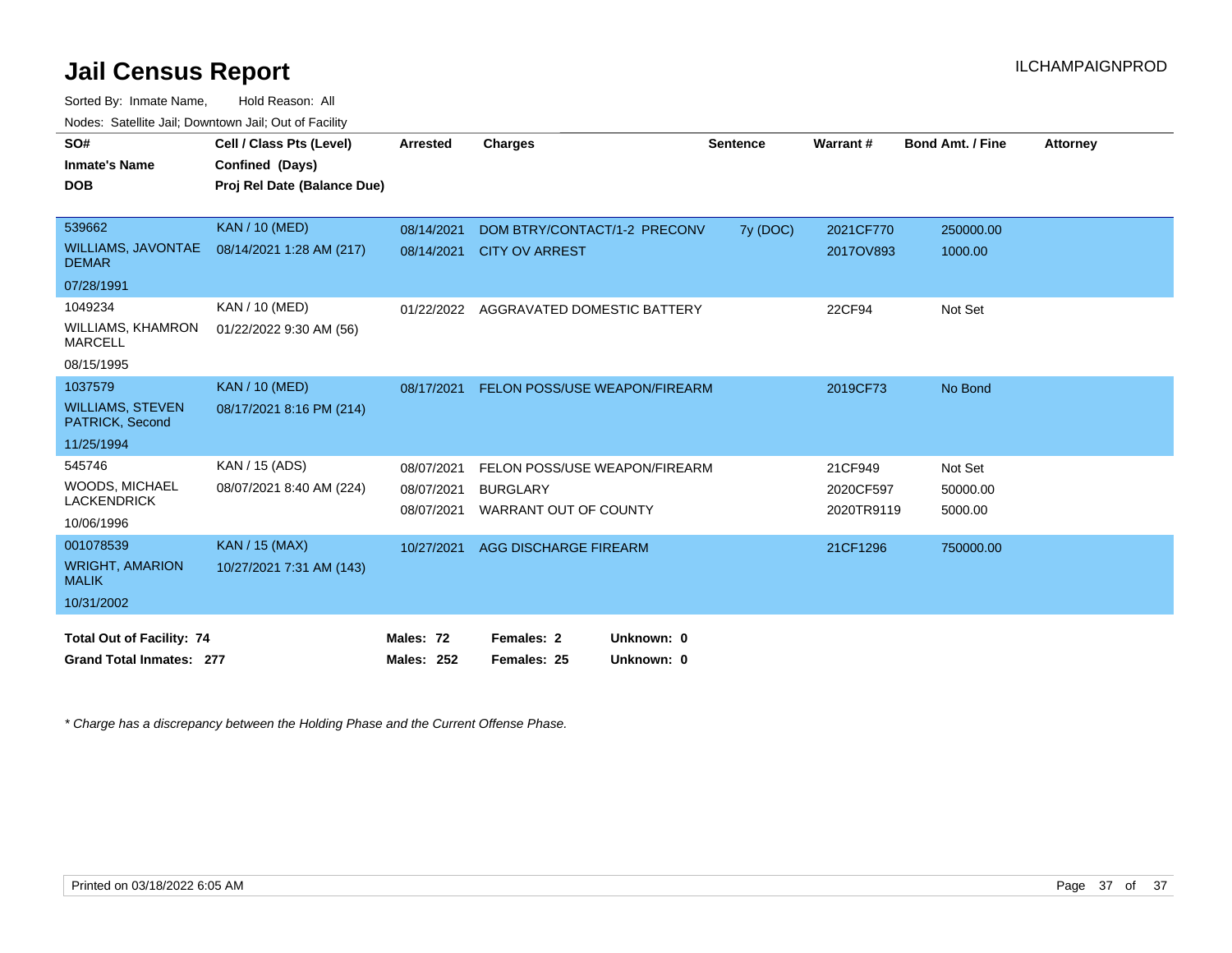# Jail Census Report

ILCHAMPAIGNPROD

Sorted By: Inmate Name, Hold Reason: All

Nodes: Satellite Jail; Downtown Jail; Out of Facility

| SO# / Inmate's Name / DOB | Cell / Class Pts (Level) / Confined (Days) / Proj Rel Date (Balance Due) | Arrested | Charges | Sentence | Warrant # | Bond Amt. / Fine | Attorney |
|---|---|---|---|---|---|---|---|
| 539662<br>WILLIAMS, JAVONTAE DEMAR<br>07/28/1991 | KAN / 10 (MED)<br>08/14/2021 1:28 AM (217) | 08/14/2021<br>08/14/2021 | DOM BTRY/CONTACT/1-2 PRECONV<br>CITY OV ARREST | 7y (DOC) | 2021CF770<br>2017OV893 | 250000.00<br>1000.00 | |
| 1049234<br>WILLIAMS, KHAMRON MARCELL<br>08/15/1995 | KAN / 10 (MED)<br>01/22/2022 9:30 AM (56) | 01/22/2022 | AGGRAVATED DOMESTIC BATTERY | | 22CF94 | Not Set | |
| 1037579<br>WILLIAMS, STEVEN PATRICK, Second<br>11/25/1994 | KAN / 10 (MED)<br>08/17/2021 8:16 PM (214) | 08/17/2021 | FELON POSS/USE WEAPON/FIREARM | | 2019CF73 | No Bond | |
| 545746<br>WOODS, MICHAEL LACKENDRICK<br>10/06/1996 | KAN / 15 (ADS)<br>08/07/2021 8:40 AM (224) | 08/07/2021<br>08/07/2021<br>08/07/2021 | FELON POSS/USE WEAPON/FIREARM<br>BURGLARY<br>WARRANT OUT OF COUNTY | | 21CF949<br>2020CF597<br>2020TR9119 | Not Set<br>50000.00<br>5000.00 | |
| 001078539<br>WRIGHT, AMARION MALIK<br>10/31/2002 | KAN / 15 (MAX)<br>10/27/2021 7:31 AM (143) | 10/27/2021 | AGG DISCHARGE FIREARM | | 21CF1296 | 750000.00 | |

| | | | |
|---|---|---|---|
| **Total Out of Facility: 74** | **Males: 72** | **Females: 2** | **Unknown: 0** |
| **Grand Total Inmates: 277** | **Males: 252** | **Females: 25** | **Unknown: 0** |

*\* Charge has a discrepancy between the Holding Phase and the Current Offense Phase.*

Printed on 03/18/2022 6:05 AM